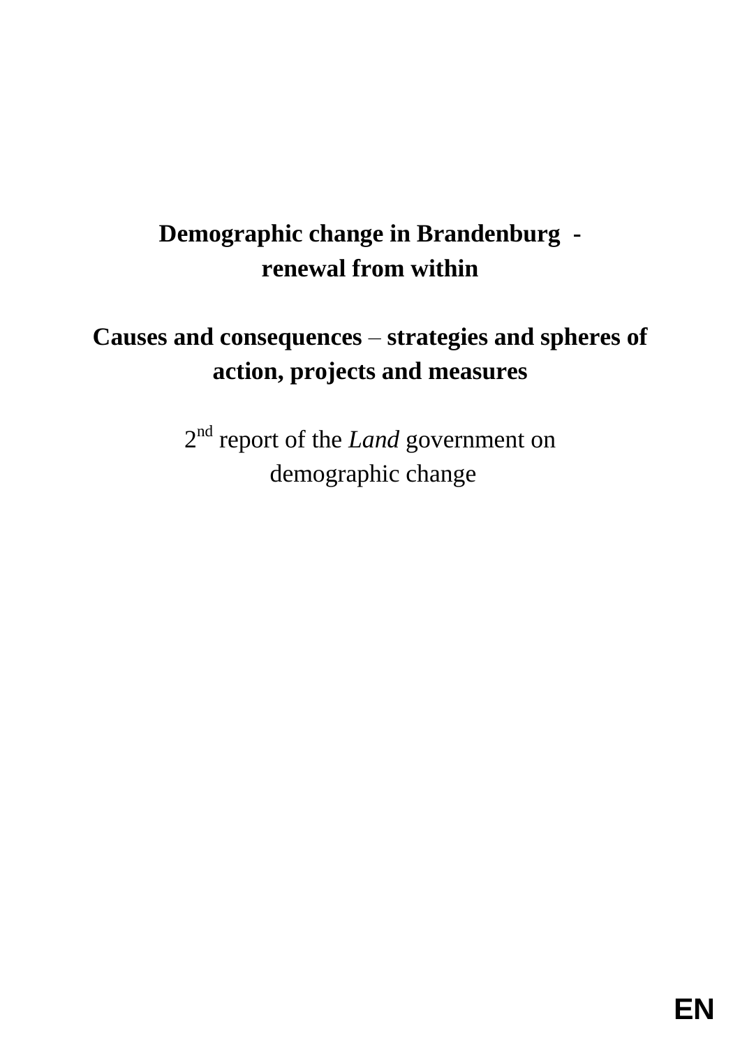# Demographic change in Brandenburg - renewal from within

## Causes and consequences – strategies and spheres of action, projects and measures

2[nd] report of the *Land* government on demographic change

**EN**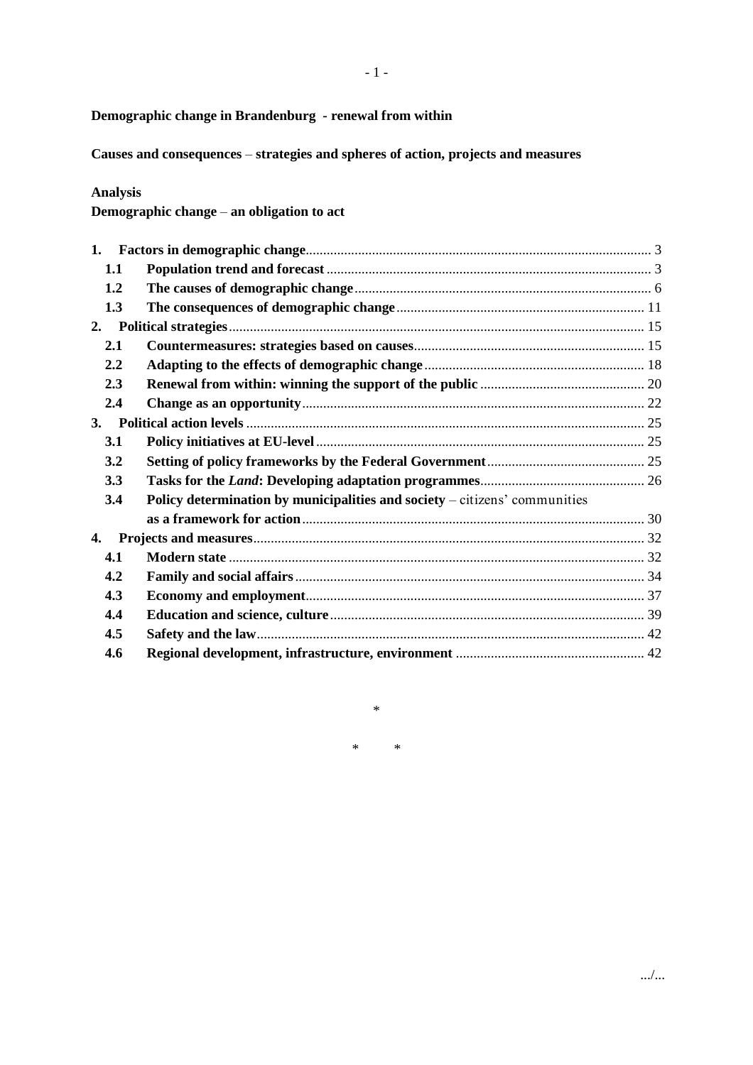**Demographic change in Brandenburg - renewal from within**

**Causes and consequences – strategies and spheres of action, projects and measures**

**Analysis**

**Demographic change – an obligation to act**

| | | |
|---|---|---|
| **1.** | **Factors in demographic change** | 3 |
| **1.1** | **Population trend and forecast** | 3 |
| **1.2** | **The causes of demographic change** | 6 |
| **1.3** | **The consequences of demographic change** | 11 |
| **2.** | **Political strategies** | 15 |
| **2.1** | **Countermeasures: strategies based on causes** | 15 |
| **2.2** | **Adapting to the effects of demographic change** | 18 |
| **2.3** | **Renewal from within: winning the support of the public** | 20 |
| **2.4** | **Change as an opportunity** | 22 |
| **3.** | **Political action levels** | 25 |
| **3.1** | **Policy initiatives at EU-level** | 25 |
| **3.2** | **Setting of policy frameworks by the Federal Government** | 25 |
| **3.3** | **Tasks for the *Land*: Developing adaptation programmes** | 26 |
| **3.4** | **Policy determination by municipalities and society** – citizens' communities **as a framework for action** | 30 |
| **4.** | **Projects and measures** | 32 |
| **4.1** | **Modern state** | 32 |
| **4.2** | **Family and social affairs** | 34 |
| **4.3** | **Economy and employment** | 37 |
| **4.4** | **Education and science, culture** | 39 |
| **4.5** | **Safety and the law** | 42 |
| **4.6** | **Regional development, infrastructure, environment** | 42 |

*

\*        *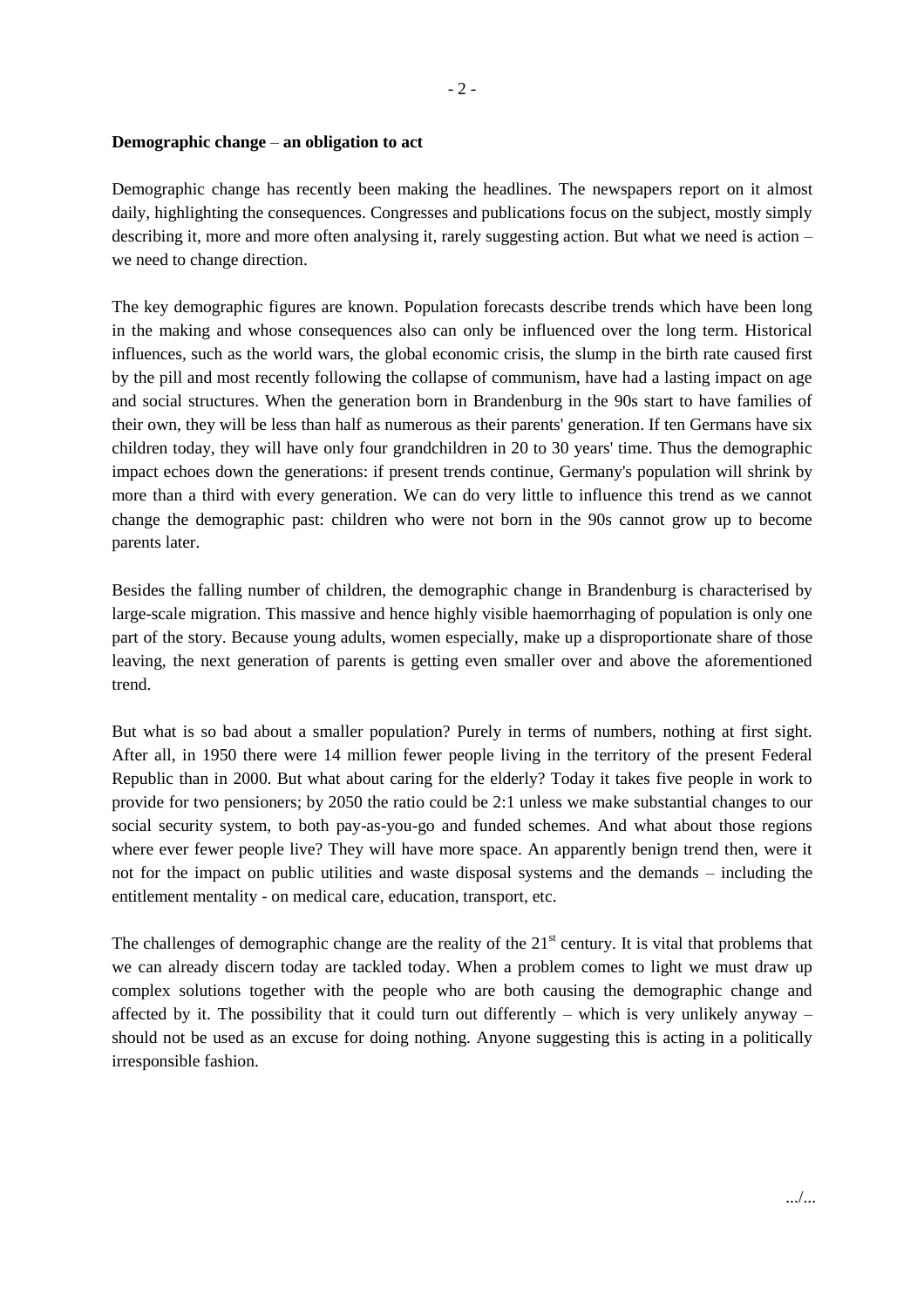**Demographic change** – **an obligation to act**

Demographic change has recently been making the headlines. The newspapers report on it almost daily, highlighting the consequences. Congresses and publications focus on the subject, mostly simply describing it, more and more often analysing it, rarely suggesting action. But what we need is action – we need to change direction.

The key demographic figures are known. Population forecasts describe trends which have been long in the making and whose consequences also can only be influenced over the long term. Historical influences, such as the world wars, the global economic crisis, the slump in the birth rate caused first by the pill and most recently following the collapse of communism, have had a lasting impact on age and social structures. When the generation born in Brandenburg in the 90s start to have families of their own, they will be less than half as numerous as their parents' generation. If ten Germans have six children today, they will have only four grandchildren in 20 to 30 years' time. Thus the demographic impact echoes down the generations: if present trends continue, Germany's population will shrink by more than a third with every generation. We can do very little to influence this trend as we cannot change the demographic past: children who were not born in the 90s cannot grow up to become parents later.

Besides the falling number of children, the demographic change in Brandenburg is characterised by large-scale migration. This massive and hence highly visible haemorrhaging of population is only one part of the story. Because young adults, women especially, make up a disproportionate share of those leaving, the next generation of parents is getting even smaller over and above the aforementioned trend.

But what is so bad about a smaller population? Purely in terms of numbers, nothing at first sight. After all, in 1950 there were 14 million fewer people living in the territory of the present Federal Republic than in 2000. But what about caring for the elderly? Today it takes five people in work to provide for two pensioners; by 2050 the ratio could be 2:1 unless we make substantial changes to our social security system, to both pay-as-you-go and funded schemes. And what about those regions where ever fewer people live? They will have more space. An apparently benign trend then, were it not for the impact on public utilities and waste disposal systems and the demands – including the entitlement mentality - on medical care, education, transport, etc.

The challenges of demographic change are the reality of the 21st century. It is vital that problems that we can already discern today are tackled today. When a problem comes to light we must draw up complex solutions together with the people who are both causing the demographic change and affected by it. The possibility that it could turn out differently – which is very unlikely anyway – should not be used as an excuse for doing nothing. Anyone suggesting this is acting in a politically irresponsible fashion.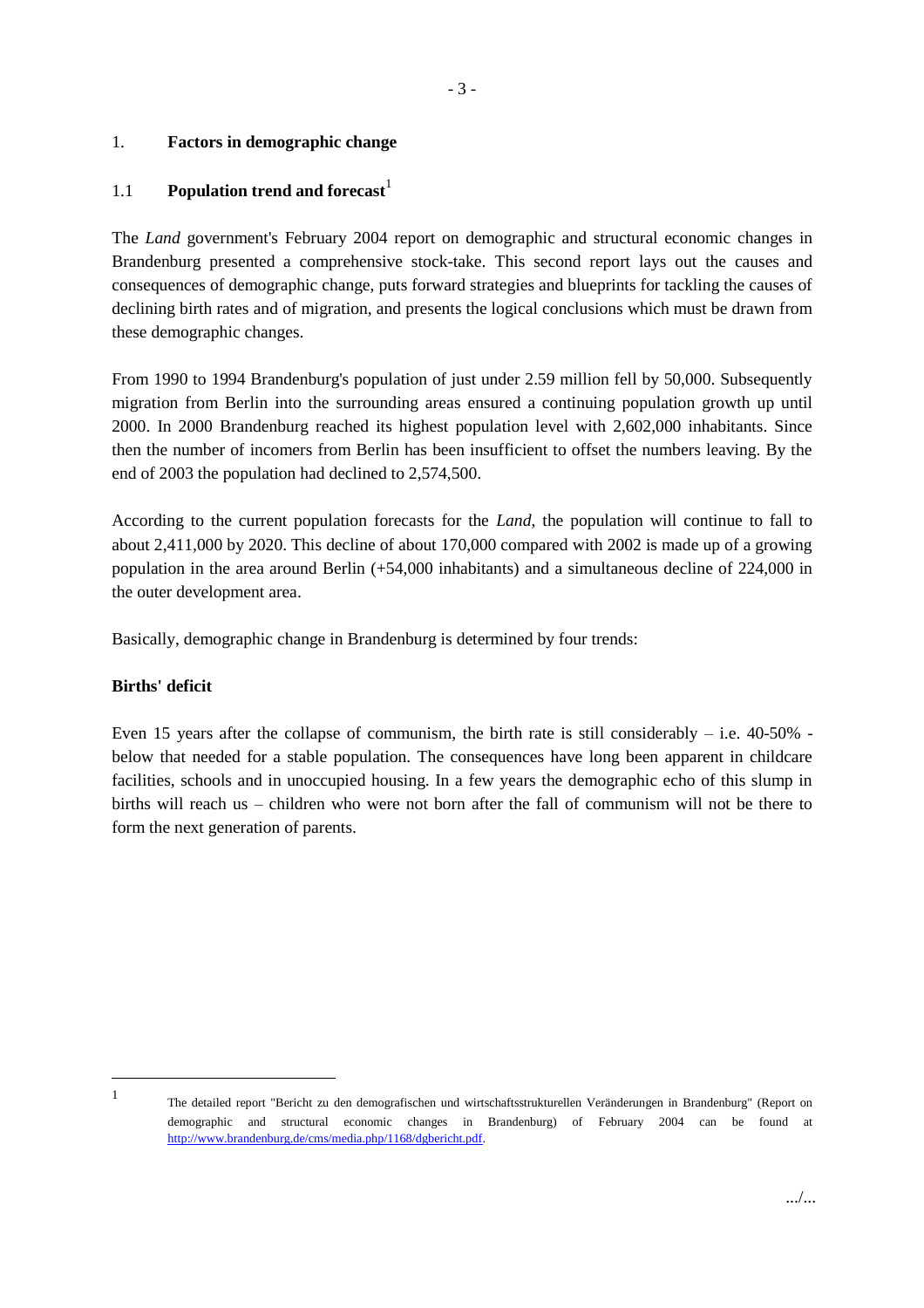# 1. Factors in demographic change

## 1.1 Population trend and forecast[1]

The *Land* government's February 2004 report on demographic and structural economic changes in Brandenburg presented a comprehensive stock-take. This second report lays out the causes and consequences of demographic change, puts forward strategies and blueprints for tackling the causes of declining birth rates and of migration, and presents the logical conclusions which must be drawn from these demographic changes.

From 1990 to 1994 Brandenburg's population of just under 2.59 million fell by 50,000. Subsequently migration from Berlin into the surrounding areas ensured a continuing population growth up until 2000. In 2000 Brandenburg reached its highest population level with 2,602,000 inhabitants. Since then the number of incomers from Berlin has been insufficient to offset the numbers leaving. By the end of 2003 the population had declined to 2,574,500.

According to the current population forecasts for the *Land*, the population will continue to fall to about 2,411,000 by 2020. This decline of about 170,000 compared with 2002 is made up of a growing population in the area around Berlin (+54,000 inhabitants) and a simultaneous decline of 224,000 in the outer development area.

Basically, demographic change in Brandenburg is determined by four trends:

**Births' deficit**

Even 15 years after the collapse of communism, the birth rate is still considerably – i.e. 40-50% - below that needed for a stable population. The consequences have long been apparent in childcare facilities, schools and in unoccupied housing. In a few years the demographic echo of this slump in births will reach us – children who were not born after the fall of communism will not be there to form the next generation of parents.

---

[1] The detailed report "Bericht zu den demografischen und wirtschaftsstrukturellen Veränderungen in Brandenburg" (Report on demographic and structural economic changes in Brandenburg) of February 2004 can be found at http://www.brandenburg.de/cms/media.php/1168/dgbericht.pdf.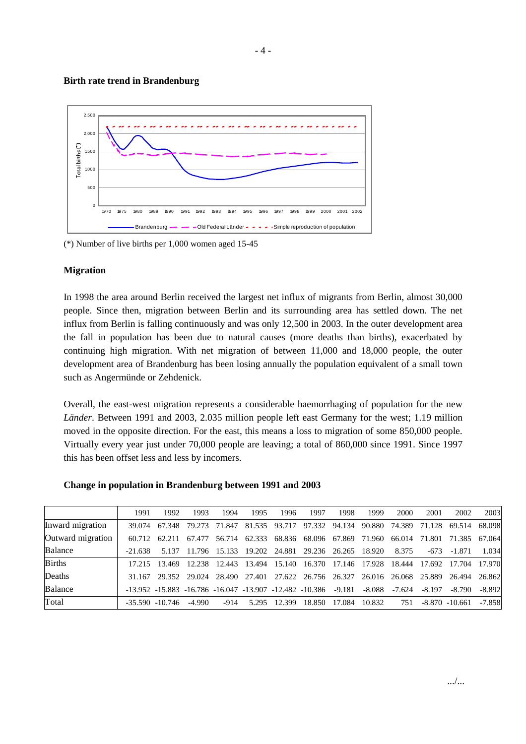**Birth rate trend in Brandenburg**

(*) Number of live births per 1,000 women aged 15-45

**Migration**

In 1998 the area around Berlin received the largest net influx of migrants from Berlin, almost 30,000 people. Since then, migration between Berlin and its surrounding area has settled down. The net influx from Berlin is falling continuously and was only 12,500 in 2003. In the outer development area the fall in population has been due to natural causes (more deaths than births), exacerbated by continuing high migration. With net migration of between 11,000 and 18,000 people, the outer development area of Brandenburg has been losing annually the population equivalent of a small town such as Angermünde or Zehdenick.

Overall, the east-west migration represents a considerable haemorrhaging of population for the new *Länder*. Between 1991 and 2003, 2.035 million people left east Germany for the west; 1.19 million moved in the opposite direction. For the east, this means a loss to migration of some 850,000 people. Virtually every year just under 70,000 people are leaving; a total of 860,000 since 1991. Since 1997 this has been offset less and less by incomers.

**Change in population in Brandenburg between 1991 and 2003**

| | 1991 | 1992 | 1993 | 1994 | 1995 | 1996 | 1997 | 1998 | 1999 | 2000 | 2001 | 2002 | 2003 |
|---|---|---|---|---|---|---|---|---|---|---|---|---|---|
| Inward migration | 39.074 | 67.348 | 79.273 | 71.847 | 81.535 | 93.717 | 97.332 | 94.134 | 90.880 | 74.389 | 71.128 | 69.514 | 68.098 |
| Outward migration | 60.712 | 62.211 | 67.477 | 56.714 | 62.333 | 68.836 | 68.096 | 67.869 | 71.960 | 66.014 | 71.801 | 71.385 | 67.064 |
| Balance | -21.638 | 5.137 | 11.796 | 15.133 | 19.202 | 24.881 | 29.236 | 26.265 | 18.920 | 8.375 | -673 | -1.871 | 1.034 |
| Births | 17.215 | 13.469 | 12.238 | 12.443 | 13.494 | 15.140 | 16.370 | 17.146 | 17.928 | 18.444 | 17.692 | 17.704 | 17.970 |
| Deaths | 31.167 | 29.352 | 29.024 | 28.490 | 27.401 | 27.622 | 26.756 | 26.327 | 26.016 | 26.068 | 25.889 | 26.494 | 26.862 |
| Balance | -13.952 | -15.883 | -16.786 | -16.047 | -13.907 | -12.482 | -10.386 | -9.181 | -8.088 | -7.624 | -8.197 | -8.790 | -8.892 |
| Total | -35.590 | -10.746 | -4.990 | -914 | 5.295 | 12.399 | 18.850 | 17.084 | 10.832 | 751 | -8.870 | -10.661 | -7.858 |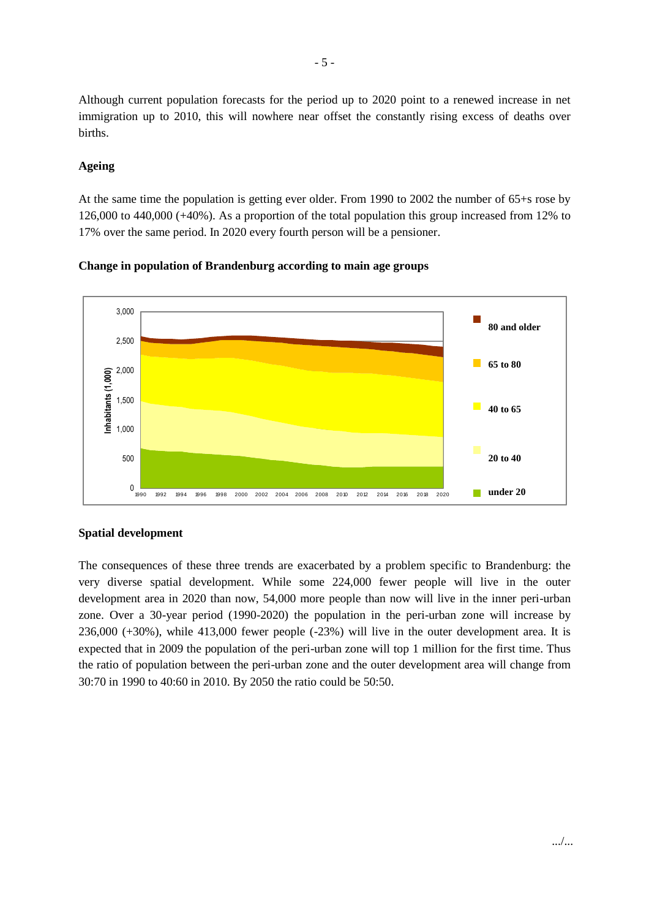Although current population forecasts for the period up to 2020 point to a renewed increase in net immigration up to 2010, this will nowhere near offset the constantly rising excess of deaths over births.

## Ageing

At the same time the population is getting ever older. From 1990 to 2002 the number of 65+s rose by 126,000 to 440,000 (+40%). As a proportion of the total population this group increased from 12% to 17% over the same period. In 2020 every fourth person will be a pensioner.

**Change in population of Brandenburg according to main age groups**

## Spatial development

The consequences of these three trends are exacerbated by a problem specific to Brandenburg: the very diverse spatial development. While some 224,000 fewer people will live in the outer development area in 2020 than now, 54,000 more people than now will live in the inner peri-urban zone. Over a 30-year period (1990-2020) the population in the peri-urban zone will increase by 236,000 (+30%), while 413,000 fewer people (-23%) will live in the outer development area. It is expected that in 2009 the population of the peri-urban zone will top 1 million for the first time. Thus the ratio of population between the peri-urban zone and the outer development area will change from 30:70 in 1990 to 40:60 in 2010. By 2050 the ratio could be 50:50.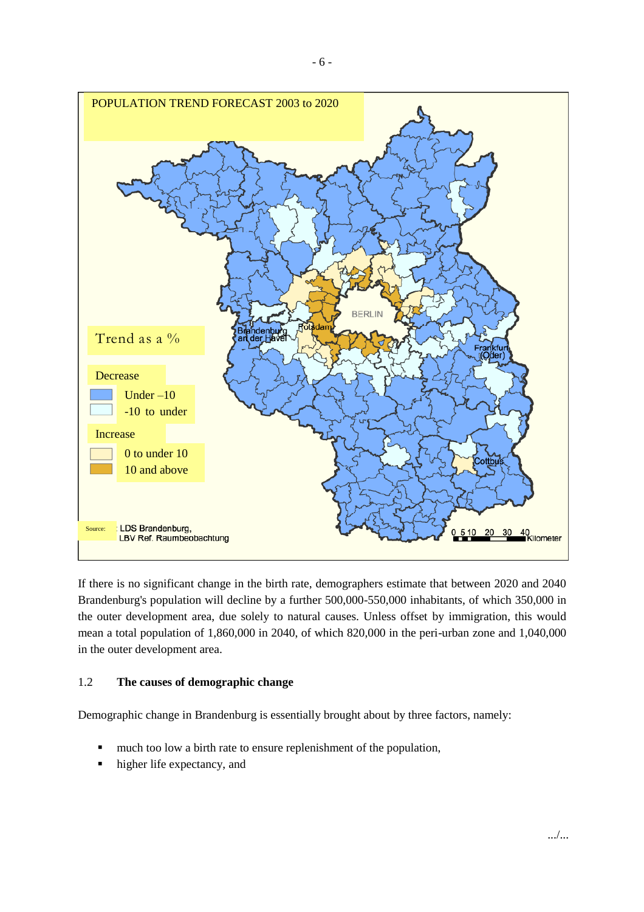POPULATION TREND FORECAST 2003 to 2020

Trend as a %

Decrease
- Under –10
- -10 to under

Increase
- 0 to under 10
- 10 and above

Source: LDS Brandenburg, LBV Ref. Raumbeobachtung

If there is no significant change in the birth rate, demographers estimate that between 2020 and 2040 Brandenburg's population will decline by a further 500,000-550,000 inhabitants, of which 350,000 in the outer development area, due solely to natural causes. Unless offset by immigration, this would mean a total population of 1,860,000 in 2040, of which 820,000 in the peri-urban zone and 1,040,000 in the outer development area.

## 1.2 The causes of demographic change

Demographic change in Brandenburg is essentially brought about by three factors, namely:

- much too low a birth rate to ensure replenishment of the population,
- higher life expectancy, and

.../...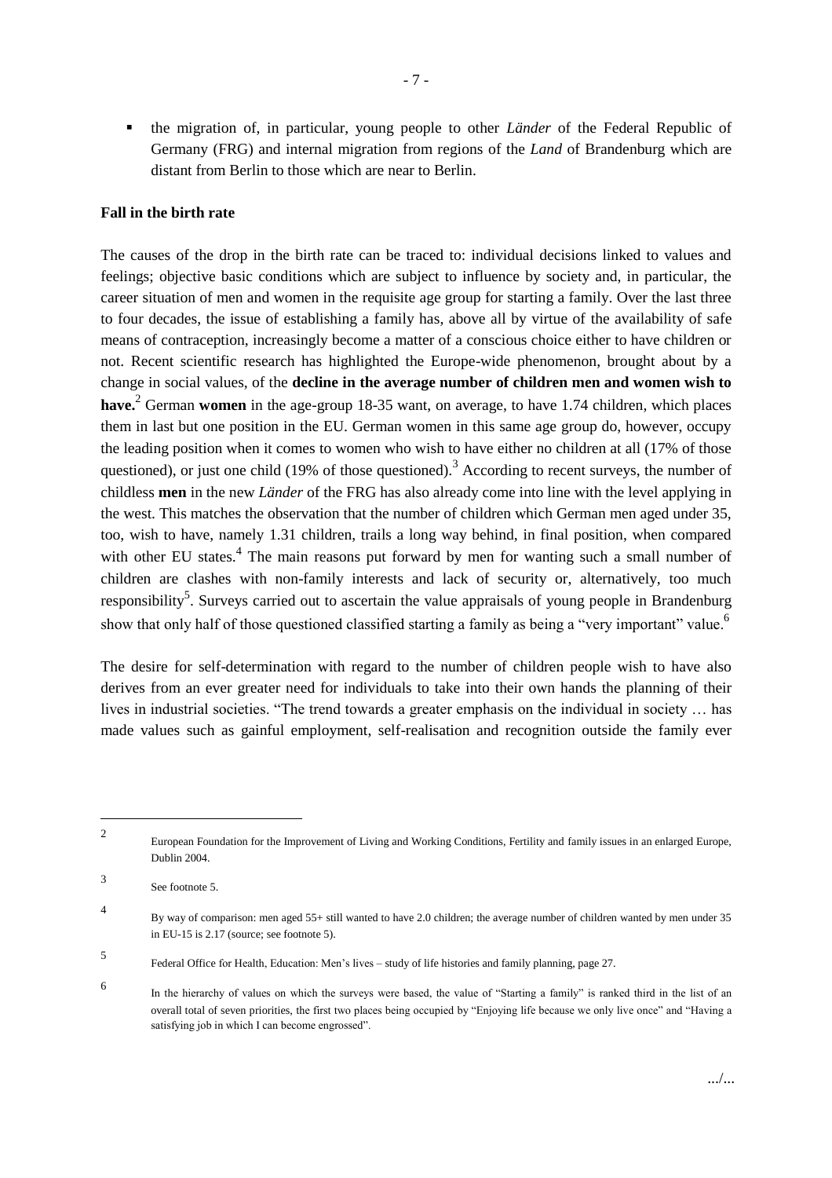- the migration of, in particular, young people to other *Länder* of the Federal Republic of Germany (FRG) and internal migration from regions of the *Land* of Brandenburg which are distant from Berlin to those which are near to Berlin.

**Fall in the birth rate**

The causes of the drop in the birth rate can be traced to: individual decisions linked to values and feelings; objective basic conditions which are subject to influence by society and, in particular, the career situation of men and women in the requisite age group for starting a family. Over the last three to four decades, the issue of establishing a family has, above all by virtue of the availability of safe means of contraception, increasingly become a matter of a conscious choice either to have children or not. Recent scientific research has highlighted the Europe-wide phenomenon, brought about by a change in social values, of the **decline in the average number of children men and women wish to have.**[2] German **women** in the age-group 18-35 want, on average, to have 1.74 children, which places them in last but one position in the EU. German women in this same age group do, however, occupy the leading position when it comes to women who wish to have either no children at all (17% of those questioned), or just one child (19% of those questioned).[3] According to recent surveys, the number of childless **men** in the new *Länder* of the FRG has also already come into line with the level applying in the west. This matches the observation that the number of children which German men aged under 35, too, wish to have, namely 1.31 children, trails a long way behind, in final position, when compared with other EU states.[4] The main reasons put forward by men for wanting such a small number of children are clashes with non-family interests and lack of security or, alternatively, too much responsibility[5]. Surveys carried out to ascertain the value appraisals of young people in Brandenburg show that only half of those questioned classified starting a family as being a "very important" value.[6]

The desire for self-determination with regard to the number of children people wish to have also derives from an ever greater need for individuals to take into their own hands the planning of their lives in industrial societies. "The trend towards a greater emphasis on the individual in society … has made values such as gainful employment, self-realisation and recognition outside the family ever

---

[2] European Foundation for the Improvement of Living and Working Conditions, Fertility and family issues in an enlarged Europe, Dublin 2004.

[3] See footnote 5.

[4] By way of comparison: men aged 55+ still wanted to have 2.0 children; the average number of children wanted by men under 35 in EU-15 is 2.17 (source; see footnote 5).

[5] Federal Office for Health, Education: Men's lives – study of life histories and family planning, page 27.

[6] In the hierarchy of values on which the surveys were based, the value of "Starting a family" is ranked third in the list of an overall total of seven priorities, the first two places being occupied by "Enjoying life because we only live once" and "Having a satisfying job in which I can become engrossed".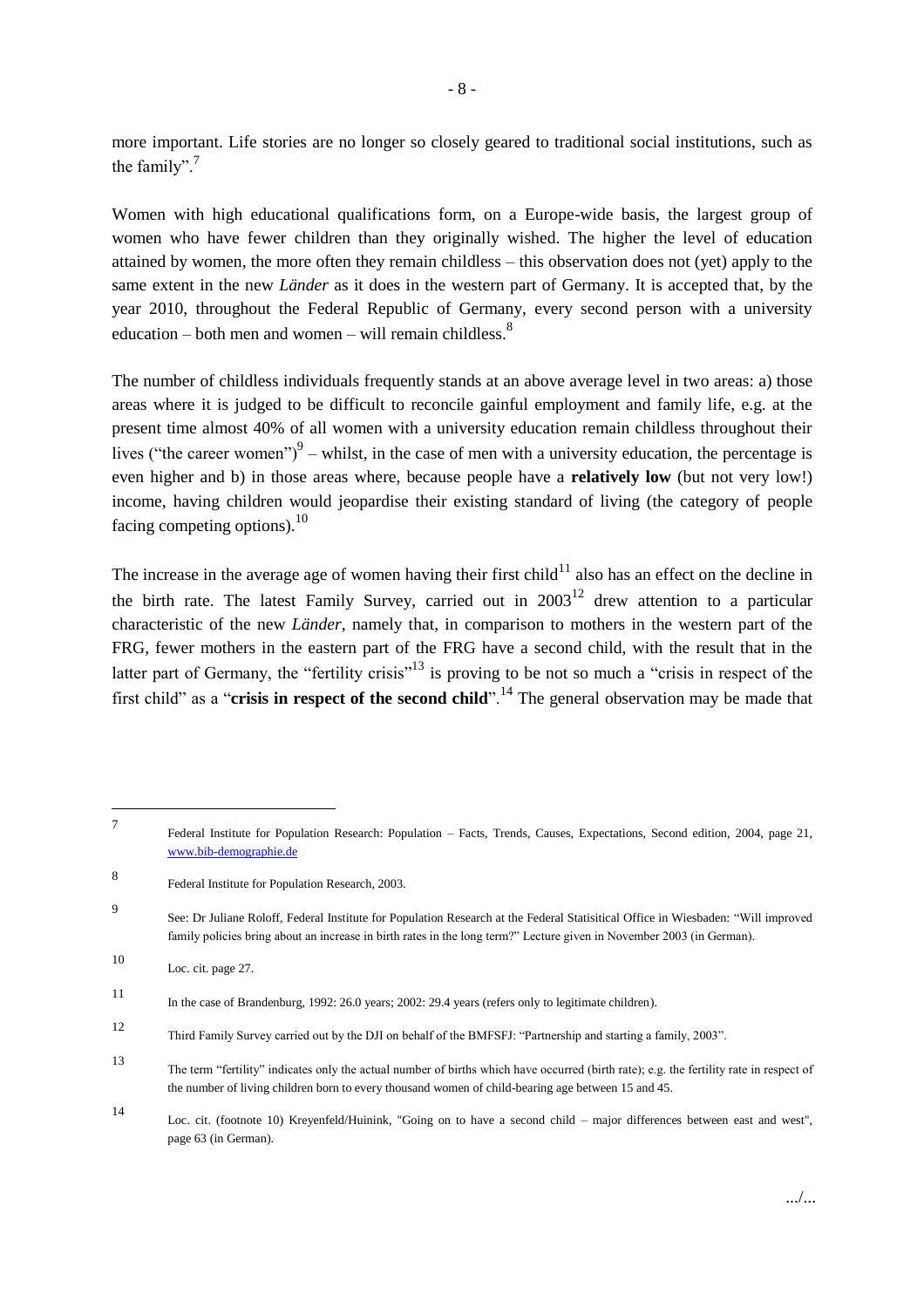more important. Life stories are no longer so closely geared to traditional social institutions, such as the family".[7]

Women with high educational qualifications form, on a Europe-wide basis, the largest group of women who have fewer children than they originally wished. The higher the level of education attained by women, the more often they remain childless – this observation does not (yet) apply to the same extent in the new *Länder* as it does in the western part of Germany. It is accepted that, by the year 2010, throughout the Federal Republic of Germany, every second person with a university education – both men and women – will remain childless.[8]

The number of childless individuals frequently stands at an above average level in two areas: a) those areas where it is judged to be difficult to reconcile gainful employment and family life, e.g. at the present time almost 40% of all women with a university education remain childless throughout their lives ("the career women")[9] – whilst, in the case of men with a university education, the percentage is even higher and b) in those areas where, because people have a **relatively low** (but not very low!) income, having children would jeopardise their existing standard of living (the category of people facing competing options).[10]

The increase in the average age of women having their first child[11] also has an effect on the decline in the birth rate. The latest Family Survey, carried out in 2003[12] drew attention to a particular characteristic of the new *Länder*, namely that, in comparison to mothers in the western part of the FRG, fewer mothers in the eastern part of the FRG have a second child, with the result that in the latter part of Germany, the "fertility crisis"[13] is proving to be not so much a "crisis in respect of the first child" as a "**crisis in respect of the second child**".[14] The general observation may be made that

---

[7] Federal Institute for Population Research: Population – Facts, Trends, Causes, Expectations, Second edition, 2004, page 21, www.bib-demographie.de

[8] Federal Institute for Population Research, 2003.

[9] See: Dr Juliane Roloff, Federal Institute for Population Research at the Federal Statisitical Office in Wiesbaden: "Will improved family policies bring about an increase in birth rates in the long term?" Lecture given in November 2003 (in German).

[10] Loc. cit. page 27.

[11] In the case of Brandenburg, 1992: 26.0 years; 2002: 29.4 years (refers only to legitimate children).

[12] Third Family Survey carried out by the DJI on behalf of the BMFSFJ: "Partnership and starting a family, 2003".

[13] The term "fertility" indicates only the actual number of births which have occurred (birth rate); e.g. the fertility rate in respect of the number of living children born to every thousand women of child-bearing age between 15 and 45.

[14] Loc. cit. (footnote 10) Kreyenfeld/Huinink, "Going on to have a second child – major differences between east and west", page 63 (in German).

.../...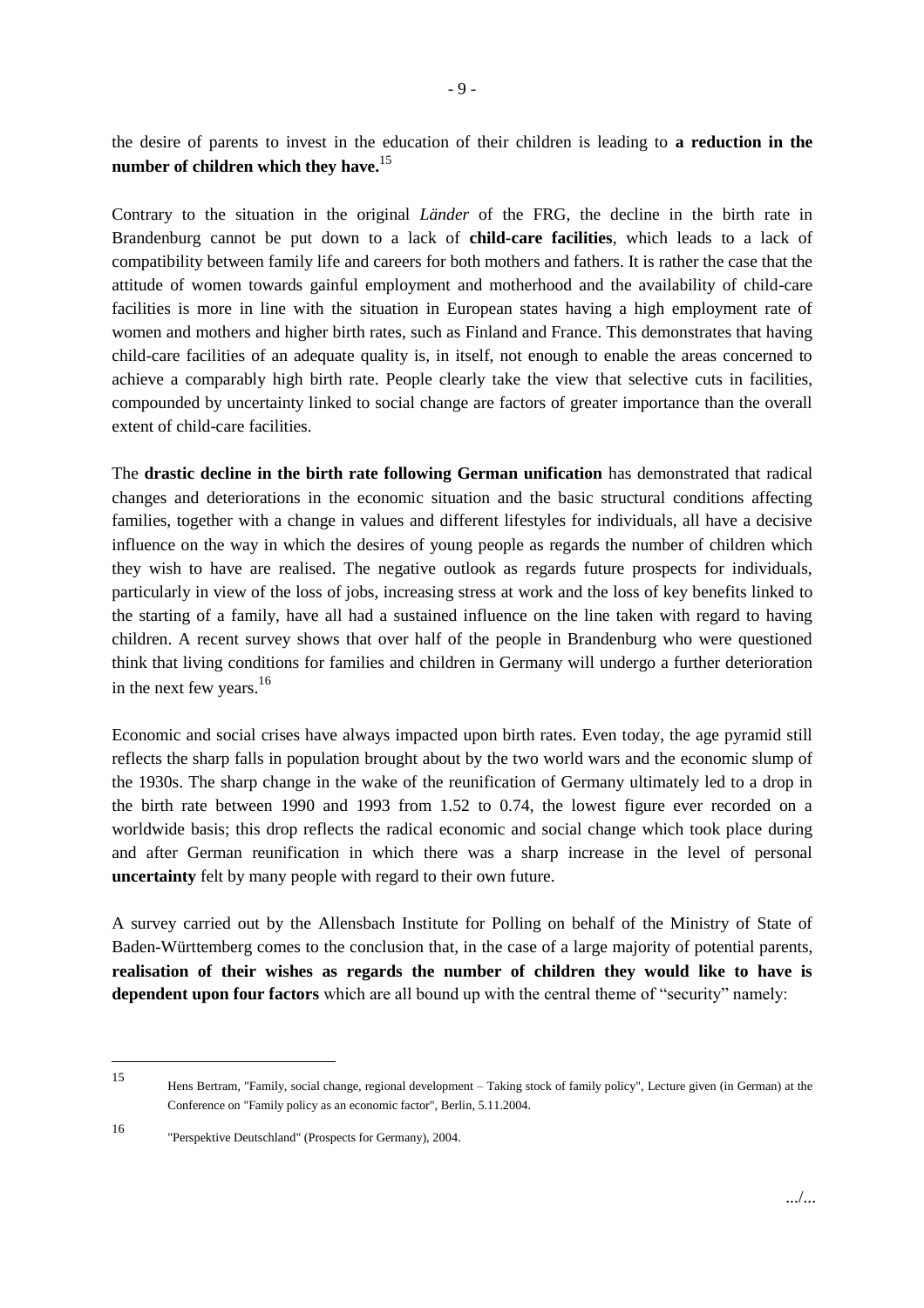the desire of parents to invest in the education of their children is leading to **a reduction in the number of children which they have.**[15]

Contrary to the situation in the original *Länder* of the FRG, the decline in the birth rate in Brandenburg cannot be put down to a lack of **child-care facilities**, which leads to a lack of compatibility between family life and careers for both mothers and fathers. It is rather the case that the attitude of women towards gainful employment and motherhood and the availability of child-care facilities is more in line with the situation in European states having a high employment rate of women and mothers and higher birth rates, such as Finland and France. This demonstrates that having child-care facilities of an adequate quality is, in itself, not enough to enable the areas concerned to achieve a comparably high birth rate. People clearly take the view that selective cuts in facilities, compounded by uncertainty linked to social change are factors of greater importance than the overall extent of child-care facilities.

The **drastic decline in the birth rate following German unification** has demonstrated that radical changes and deteriorations in the economic situation and the basic structural conditions affecting families, together with a change in values and different lifestyles for individuals, all have a decisive influence on the way in which the desires of young people as regards the number of children which they wish to have are realised. The negative outlook as regards future prospects for individuals, particularly in view of the loss of jobs, increasing stress at work and the loss of key benefits linked to the starting of a family, have all had a sustained influence on the line taken with regard to having children. A recent survey shows that over half of the people in Brandenburg who were questioned think that living conditions for families and children in Germany will undergo a further deterioration in the next few years.[16]

Economic and social crises have always impacted upon birth rates. Even today, the age pyramid still reflects the sharp falls in population brought about by the two world wars and the economic slump of the 1930s. The sharp change in the wake of the reunification of Germany ultimately led to a drop in the birth rate between 1990 and 1993 from 1.52 to 0.74, the lowest figure ever recorded on a worldwide basis; this drop reflects the radical economic and social change which took place during and after German reunification in which there was a sharp increase in the level of personal **uncertainty** felt by many people with regard to their own future.

A survey carried out by the Allensbach Institute for Polling on behalf of the Ministry of State of Baden-Württemberg comes to the conclusion that, in the case of a large majority of potential parents, **realisation of their wishes as regards the number of children they would like to have is dependent upon four factors** which are all bound up with the central theme of "security" namely:

---

[15] Hens Bertram, "Family, social change, regional development – Taking stock of family policy", Lecture given (in German) at the Conference on "Family policy as an economic factor", Berlin, 5.11.2004.

[16] "Perspektive Deutschland" (Prospects for Germany), 2004.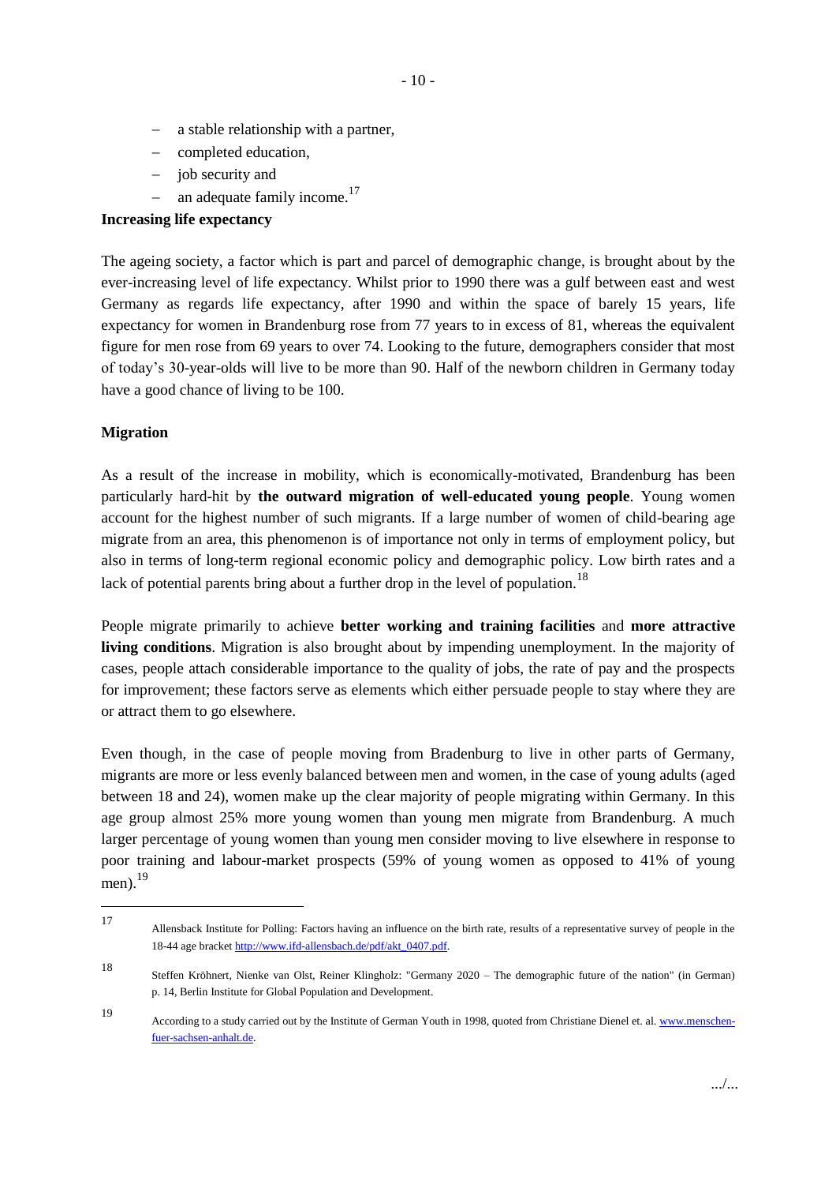- a stable relationship with a partner,
- completed education,
- job security and
- an adequate family income.[17]

**Increasing life expectancy**

The ageing society, a factor which is part and parcel of demographic change, is brought about by the ever-increasing level of life expectancy. Whilst prior to 1990 there was a gulf between east and west Germany as regards life expectancy, after 1990 and within the space of barely 15 years, life expectancy for women in Brandenburg rose from 77 years to in excess of 81, whereas the equivalent figure for men rose from 69 years to over 74. Looking to the future, demographers consider that most of today's 30-year-olds will live to be more than 90. Half of the newborn children in Germany today have a good chance of living to be 100.

**Migration**

As a result of the increase in mobility, which is economically-motivated, Brandenburg has been particularly hard-hit by **the outward migration of well-educated young people**. Young women account for the highest number of such migrants. If a large number of women of child-bearing age migrate from an area, this phenomenon is of importance not only in terms of employment policy, but also in terms of long-term regional economic policy and demographic policy. Low birth rates and a lack of potential parents bring about a further drop in the level of population.[18]

People migrate primarily to achieve **better working and training facilities** and **more attractive living conditions**. Migration is also brought about by impending unemployment. In the majority of cases, people attach considerable importance to the quality of jobs, the rate of pay and the prospects for improvement; these factors serve as elements which either persuade people to stay where they are or attract them to go elsewhere.

Even though, in the case of people moving from Bradenburg to live in other parts of Germany, migrants are more or less evenly balanced between men and women, in the case of young adults (aged between 18 and 24), women make up the clear majority of people migrating within Germany. In this age group almost 25% more young women than young men migrate from Brandenburg. A much larger percentage of young women than young men consider moving to live elsewhere in response to poor training and labour-market prospects (59% of young women as opposed to 41% of young men).[19]

---

[17] Allensback Institute for Polling: Factors having an influence on the birth rate, results of a representative survey of people in the 18-44 age bracket http://www.ifd-allensbach.de/pdf/akt_0407.pdf.

[18] Steffen Kröhnert, Nienke van Olst, Reiner Klingholz: "Germany 2020 – The demographic future of the nation" (in German) p. 14, Berlin Institute for Global Population and Development.

[19] According to a study carried out by the Institute of German Youth in 1998, quoted from Christiane Dienel et. al. www.menschen-fuer-sachsen-anhalt.de.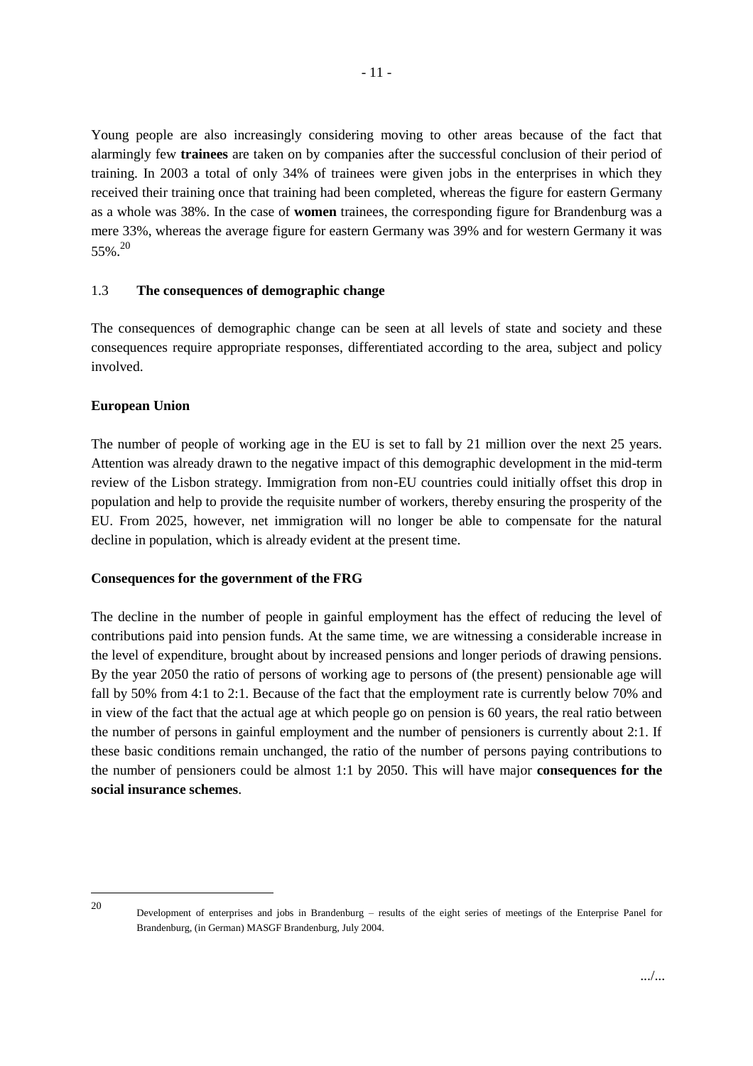Young people are also increasingly considering moving to other areas because of the fact that alarmingly few **trainees** are taken on by companies after the successful conclusion of their period of training. In 2003 a total of only 34% of trainees were given jobs in the enterprises in which they received their training once that training had been completed, whereas the figure for eastern Germany as a whole was 38%. In the case of **women** trainees, the corresponding figure for Brandenburg was a mere 33%, whereas the average figure for eastern Germany was 39% and for western Germany it was 55%.[20]

### 1.3 **The consequences of demographic change**

The consequences of demographic change can be seen at all levels of state and society and these consequences require appropriate responses, differentiated according to the area, subject and policy involved.

**European Union**

The number of people of working age in the EU is set to fall by 21 million over the next 25 years. Attention was already drawn to the negative impact of this demographic development in the mid-term review of the Lisbon strategy. Immigration from non-EU countries could initially offset this drop in population and help to provide the requisite number of workers, thereby ensuring the prosperity of the EU. From 2025, however, net immigration will no longer be able to compensate for the natural decline in population, which is already evident at the present time.

**Consequences for the government of the FRG**

The decline in the number of people in gainful employment has the effect of reducing the level of contributions paid into pension funds. At the same time, we are witnessing a considerable increase in the level of expenditure, brought about by increased pensions and longer periods of drawing pensions. By the year 2050 the ratio of persons of working age to persons of (the present) pensionable age will fall by 50% from 4:1 to 2:1. Because of the fact that the employment rate is currently below 70% and in view of the fact that the actual age at which people go on pension is 60 years, the real ratio between the number of persons in gainful employment and the number of pensioners is currently about 2:1. If these basic conditions remain unchanged, the ratio of the number of persons paying contributions to the number of pensioners could be almost 1:1 by 2050. This will have major **consequences for the social insurance schemes**.

---

[20] Development of enterprises and jobs in Brandenburg – results of the eight series of meetings of the Enterprise Panel for Brandenburg, (in German) MASGF Brandenburg, July 2004.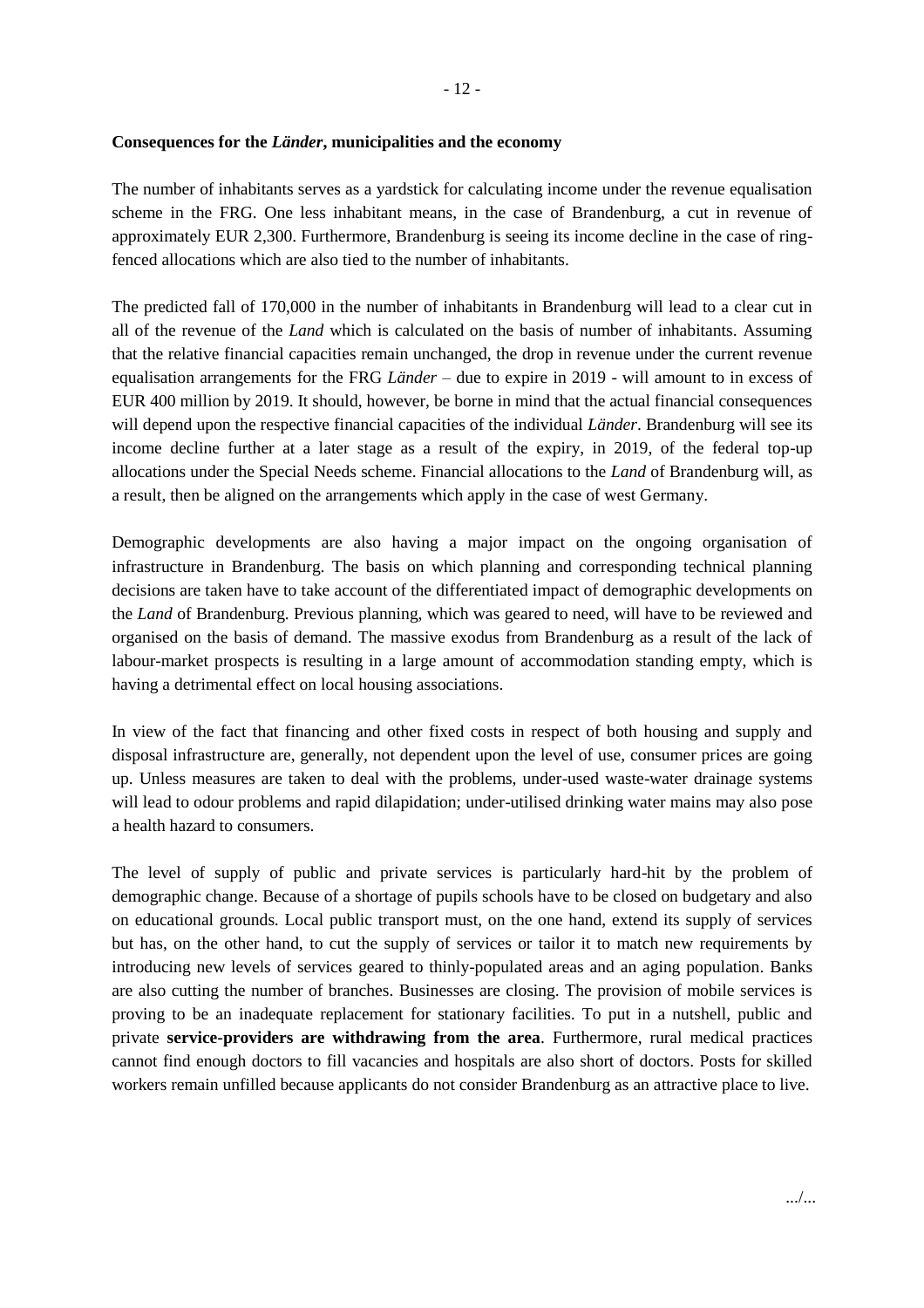**Consequences for the *Länder*, municipalities and the economy**

The number of inhabitants serves as a yardstick for calculating income under the revenue equalisation scheme in the FRG. One less inhabitant means, in the case of Brandenburg, a cut in revenue of approximately EUR 2,300. Furthermore, Brandenburg is seeing its income decline in the case of ring-fenced allocations which are also tied to the number of inhabitants.

The predicted fall of 170,000 in the number of inhabitants in Brandenburg will lead to a clear cut in all of the revenue of the *Land* which is calculated on the basis of number of inhabitants. Assuming that the relative financial capacities remain unchanged, the drop in revenue under the current revenue equalisation arrangements for the FRG *Länder* – due to expire in 2019 - will amount to in excess of EUR 400 million by 2019. It should, however, be borne in mind that the actual financial consequences will depend upon the respective financial capacities of the individual *Länder*. Brandenburg will see its income decline further at a later stage as a result of the expiry, in 2019, of the federal top-up allocations under the Special Needs scheme. Financial allocations to the *Land* of Brandenburg will, as a result, then be aligned on the arrangements which apply in the case of west Germany.

Demographic developments are also having a major impact on the ongoing organisation of infrastructure in Brandenburg. The basis on which planning and corresponding technical planning decisions are taken have to take account of the differentiated impact of demographic developments on the *Land* of Brandenburg. Previous planning, which was geared to need, will have to be reviewed and organised on the basis of demand. The massive exodus from Brandenburg as a result of the lack of labour-market prospects is resulting in a large amount of accommodation standing empty, which is having a detrimental effect on local housing associations.

In view of the fact that financing and other fixed costs in respect of both housing and supply and disposal infrastructure are, generally, not dependent upon the level of use, consumer prices are going up. Unless measures are taken to deal with the problems, under-used waste-water drainage systems will lead to odour problems and rapid dilapidation; under-utilised drinking water mains may also pose a health hazard to consumers.

The level of supply of public and private services is particularly hard-hit by the problem of demographic change. Because of a shortage of pupils schools have to be closed on budgetary and also on educational grounds. Local public transport must, on the one hand, extend its supply of services but has, on the other hand, to cut the supply of services or tailor it to match new requirements by introducing new levels of services geared to thinly-populated areas and an aging population. Banks are also cutting the number of branches. Businesses are closing. The provision of mobile services is proving to be an inadequate replacement for stationary facilities. To put in a nutshell, public and private **service-providers are withdrawing from the area**. Furthermore, rural medical practices cannot find enough doctors to fill vacancies and hospitals are also short of doctors. Posts for skilled workers remain unfilled because applicants do not consider Brandenburg as an attractive place to live.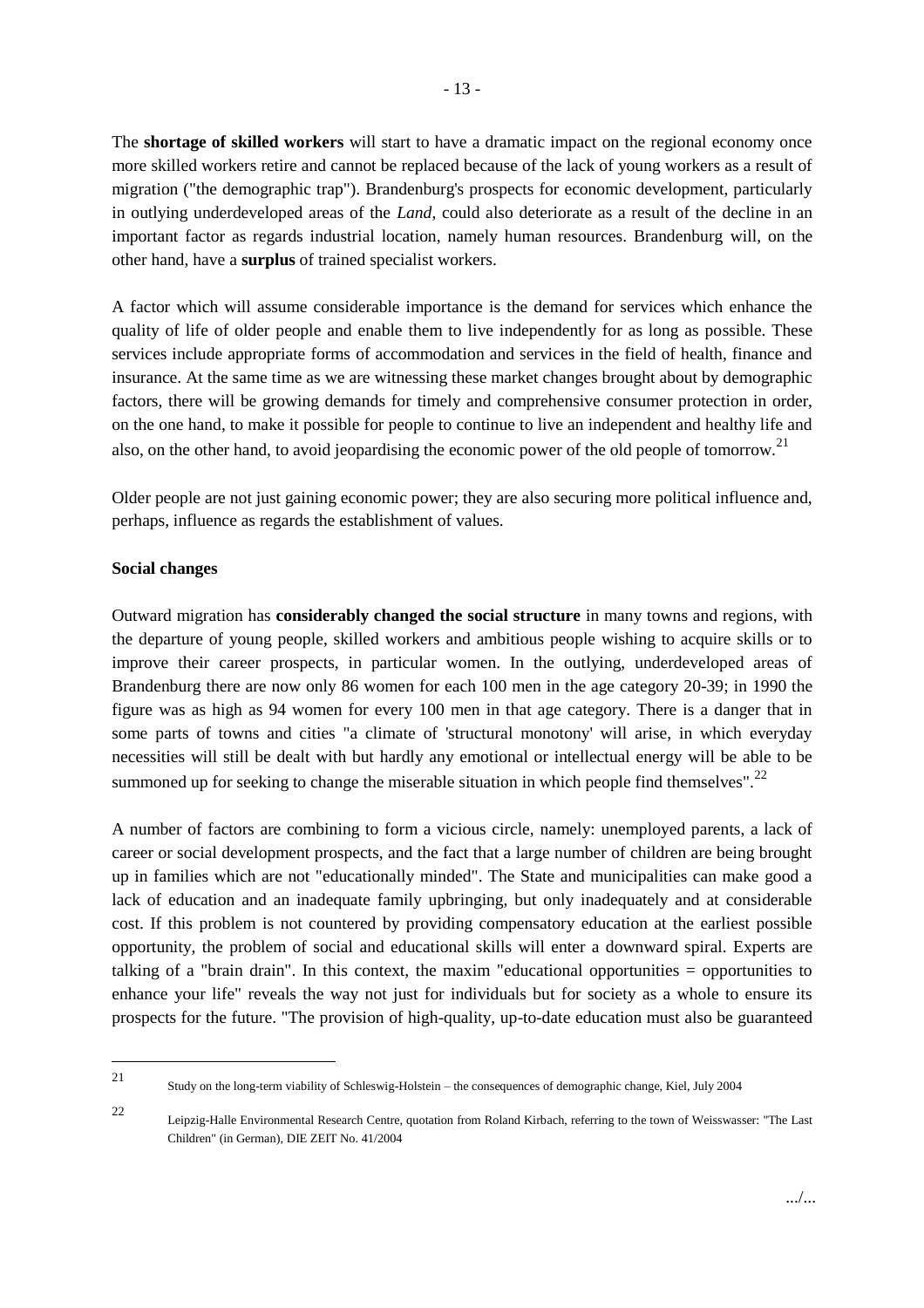The **shortage of skilled workers** will start to have a dramatic impact on the regional economy once more skilled workers retire and cannot be replaced because of the lack of young workers as a result of migration ("the demographic trap"). Brandenburg's prospects for economic development, particularly in outlying underdeveloped areas of the *Land*, could also deteriorate as a result of the decline in an important factor as regards industrial location, namely human resources. Brandenburg will, on the other hand, have a **surplus** of trained specialist workers.

A factor which will assume considerable importance is the demand for services which enhance the quality of life of older people and enable them to live independently for as long as possible. These services include appropriate forms of accommodation and services in the field of health, finance and insurance. At the same time as we are witnessing these market changes brought about by demographic factors, there will be growing demands for timely and comprehensive consumer protection in order, on the one hand, to make it possible for people to continue to live an independent and healthy life and also, on the other hand, to avoid jeopardising the economic power of the old people of tomorrow.[21]

Older people are not just gaining economic power; they are also securing more political influence and, perhaps, influence as regards the establishment of values.

**Social changes**

Outward migration has **considerably changed the social structure** in many towns and regions, with the departure of young people, skilled workers and ambitious people wishing to acquire skills or to improve their career prospects, in particular women. In the outlying, underdeveloped areas of Brandenburg there are now only 86 women for each 100 men in the age category 20-39; in 1990 the figure was as high as 94 women for every 100 men in that age category. There is a danger that in some parts of towns and cities "a climate of 'structural monotony' will arise, in which everyday necessities will still be dealt with but hardly any emotional or intellectual energy will be able to be summoned up for seeking to change the miserable situation in which people find themselves".[22]

A number of factors are combining to form a vicious circle, namely: unemployed parents, a lack of career or social development prospects, and the fact that a large number of children are being brought up in families which are not "educationally minded". The State and municipalities can make good a lack of education and an inadequate family upbringing, but only inadequately and at considerable cost. If this problem is not countered by providing compensatory education at the earliest possible opportunity, the problem of social and educational skills will enter a downward spiral. Experts are talking of a "brain drain". In this context, the maxim "educational opportunities = opportunities to enhance your life" reveals the way not just for individuals but for society as a whole to ensure its prospects for the future. "The provision of high-quality, up-to-date education must also be guaranteed

---

21 Study on the long-term viability of Schleswig-Holstein – the consequences of demographic change, Kiel, July 2004

22 Leipzig-Halle Environmental Research Centre, quotation from Roland Kirbach, referring to the town of Weisswasser: "The Last Children" (in German), DIE ZEIT No. 41/2004

.../...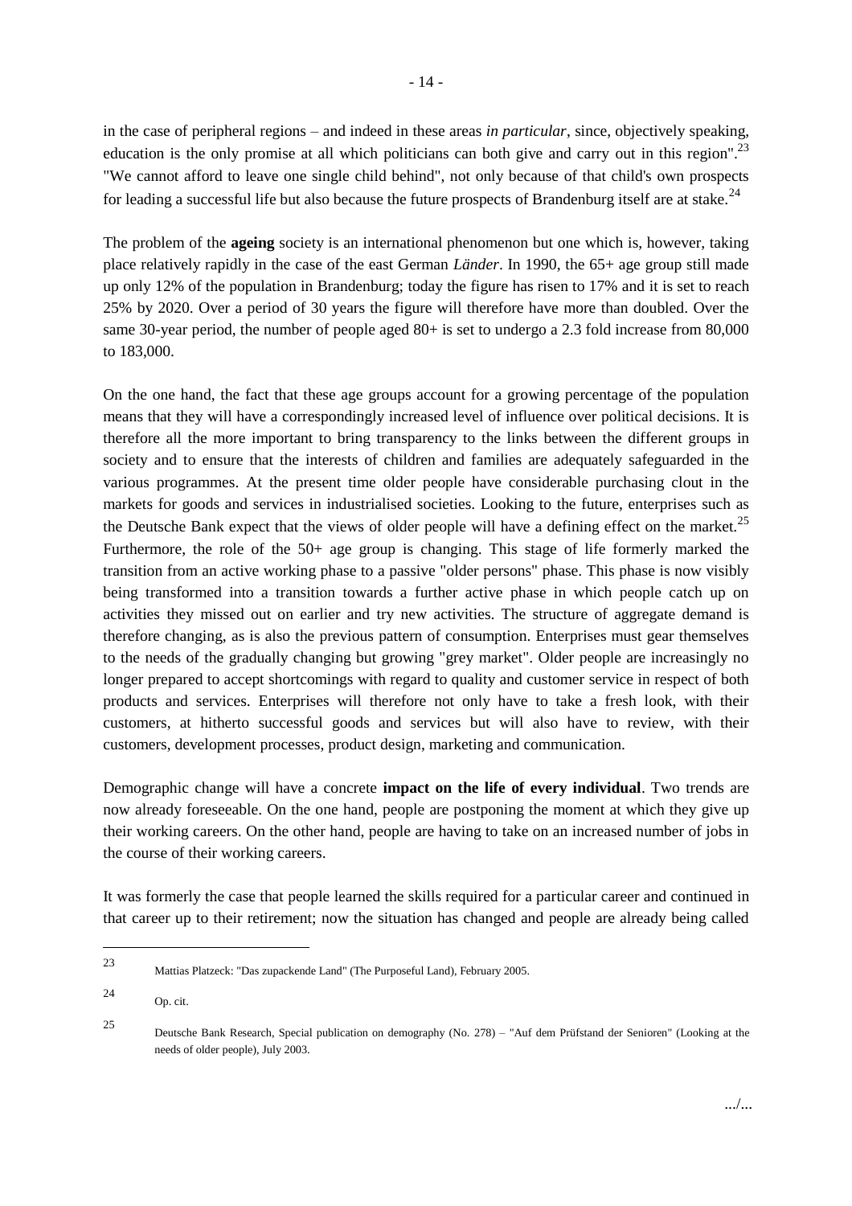in the case of peripheral regions – and indeed in these areas *in particular*, since, objectively speaking, education is the only promise at all which politicians can both give and carry out in this region".[23] "We cannot afford to leave one single child behind", not only because of that child's own prospects for leading a successful life but also because the future prospects of Brandenburg itself are at stake.[24]

The problem of the **ageing** society is an international phenomenon but one which is, however, taking place relatively rapidly in the case of the east German *Länder*. In 1990, the 65+ age group still made up only 12% of the population in Brandenburg; today the figure has risen to 17% and it is set to reach 25% by 2020. Over a period of 30 years the figure will therefore have more than doubled. Over the same 30-year period, the number of people aged 80+ is set to undergo a 2.3 fold increase from 80,000 to 183,000.

On the one hand, the fact that these age groups account for a growing percentage of the population means that they will have a correspondingly increased level of influence over political decisions. It is therefore all the more important to bring transparency to the links between the different groups in society and to ensure that the interests of children and families are adequately safeguarded in the various programmes. At the present time older people have considerable purchasing clout in the markets for goods and services in industrialised societies. Looking to the future, enterprises such as the Deutsche Bank expect that the views of older people will have a defining effect on the market.[25] Furthermore, the role of the 50+ age group is changing. This stage of life formerly marked the transition from an active working phase to a passive "older persons" phase. This phase is now visibly being transformed into a transition towards a further active phase in which people catch up on activities they missed out on earlier and try new activities. The structure of aggregate demand is therefore changing, as is also the previous pattern of consumption. Enterprises must gear themselves to the needs of the gradually changing but growing "grey market". Older people are increasingly no longer prepared to accept shortcomings with regard to quality and customer service in respect of both products and services. Enterprises will therefore not only have to take a fresh look, with their customers, at hitherto successful goods and services but will also have to review, with their customers, development processes, product design, marketing and communication.

Demographic change will have a concrete **impact on the life of every individual**. Two trends are now already foreseeable. On the one hand, people are postponing the moment at which they give up their working careers. On the other hand, people are having to take on an increased number of jobs in the course of their working careers.

It was formerly the case that people learned the skills required for a particular career and continued in that career up to their retirement; now the situation has changed and people are already being called

---

[23] Mattias Platzeck: "Das zupackende Land" (The Purposeful Land), February 2005.

[24] Op. cit.

[25] Deutsche Bank Research, Special publication on demography (No. 278) – "Auf dem Prüfstand der Senioren" (Looking at the needs of older people), July 2003.

.../...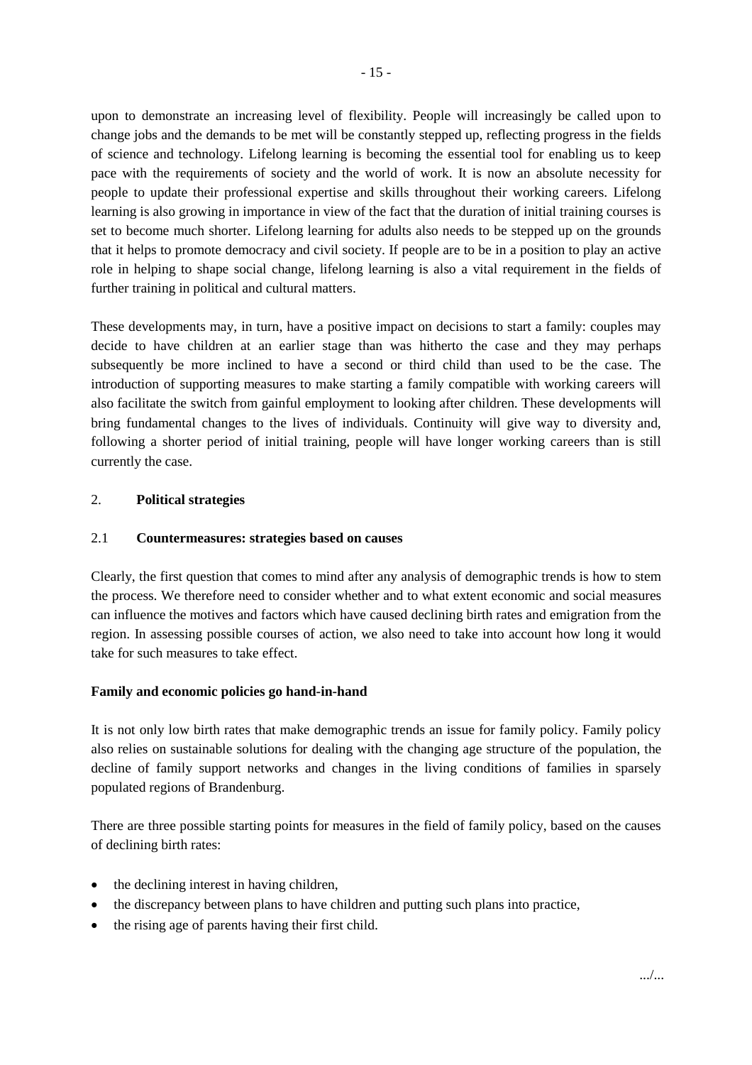upon to demonstrate an increasing level of flexibility. People will increasingly be called upon to change jobs and the demands to be met will be constantly stepped up, reflecting progress in the fields of science and technology. Lifelong learning is becoming the essential tool for enabling us to keep pace with the requirements of society and the world of work. It is now an absolute necessity for people to update their professional expertise and skills throughout their working careers. Lifelong learning is also growing in importance in view of the fact that the duration of initial training courses is set to become much shorter. Lifelong learning for adults also needs to be stepped up on the grounds that it helps to promote democracy and civil society. If people are to be in a position to play an active role in helping to shape social change, lifelong learning is also a vital requirement in the fields of further training in political and cultural matters.

These developments may, in turn, have a positive impact on decisions to start a family: couples may decide to have children at an earlier stage than was hitherto the case and they may perhaps subsequently be more inclined to have a second or third child than used to be the case. The introduction of supporting measures to make starting a family compatible with working careers will also facilitate the switch from gainful employment to looking after children. These developments will bring fundamental changes to the lives of individuals. Continuity will give way to diversity and, following a shorter period of initial training, people will have longer working careers than is still currently the case.

## 2. Political strategies

### 2.1 Countermeasures: strategies based on causes

Clearly, the first question that comes to mind after any analysis of demographic trends is how to stem the process. We therefore need to consider whether and to what extent economic and social measures can influence the motives and factors which have caused declining birth rates and emigration from the region. In assessing possible courses of action, we also need to take into account how long it would take for such measures to take effect.

**Family and economic policies go hand-in-hand**

It is not only low birth rates that make demographic trends an issue for family policy. Family policy also relies on sustainable solutions for dealing with the changing age structure of the population, the decline of family support networks and changes in the living conditions of families in sparsely populated regions of Brandenburg.

There are three possible starting points for measures in the field of family policy, based on the causes of declining birth rates:

- the declining interest in having children,
- the discrepancy between plans to have children and putting such plans into practice,
- the rising age of parents having their first child.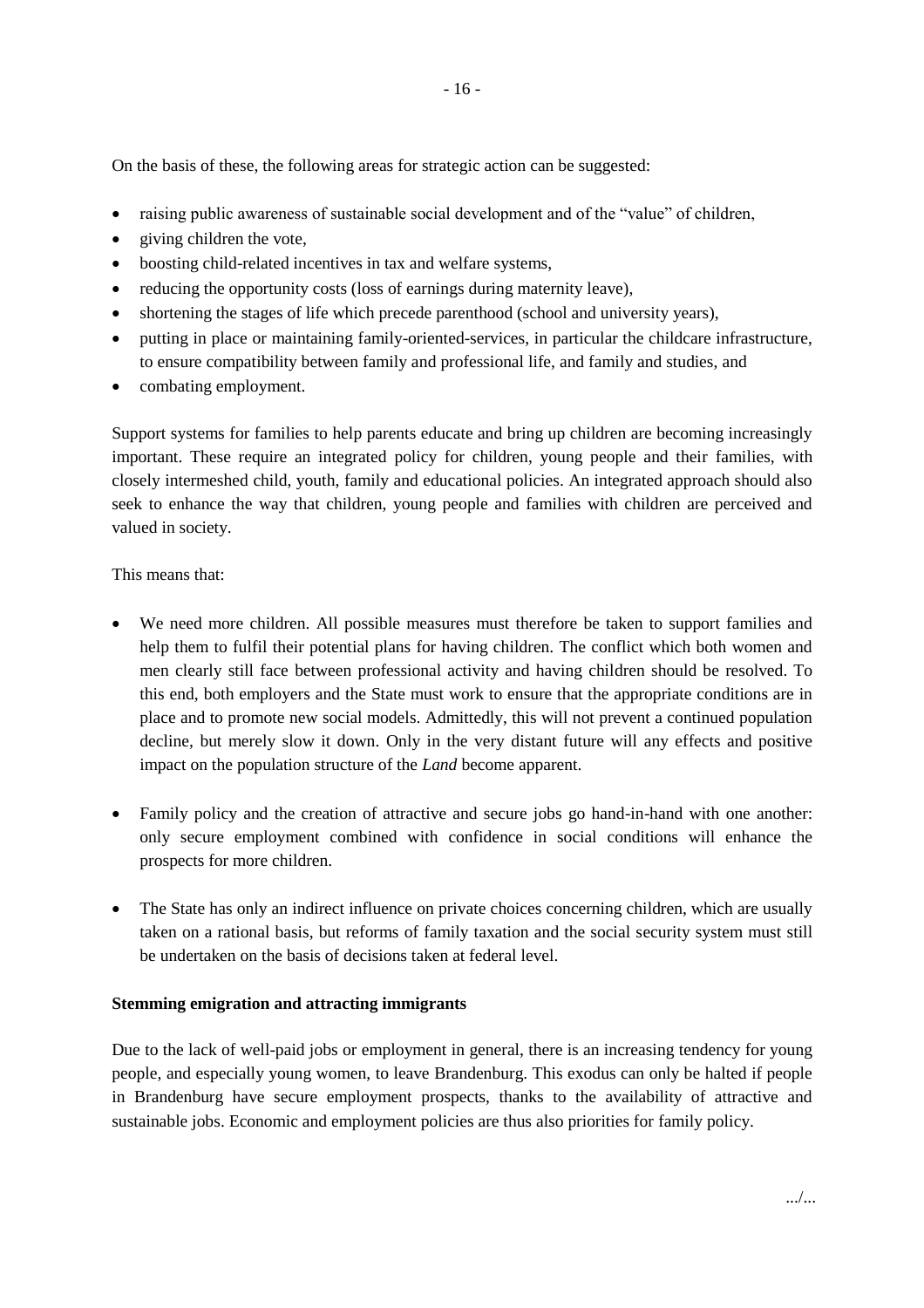On the basis of these, the following areas for strategic action can be suggested:

- raising public awareness of sustainable social development and of the "value" of children,
- giving children the vote,
- boosting child-related incentives in tax and welfare systems,
- reducing the opportunity costs (loss of earnings during maternity leave),
- shortening the stages of life which precede parenthood (school and university years),
- putting in place or maintaining family-oriented-services, in particular the childcare infrastructure, to ensure compatibility between family and professional life, and family and studies, and
- combating employment.

Support systems for families to help parents educate and bring up children are becoming increasingly important. These require an integrated policy for children, young people and their families, with closely intermeshed child, youth, family and educational policies. An integrated approach should also seek to enhance the way that children, young people and families with children are perceived and valued in society.

This means that:

- We need more children. All possible measures must therefore be taken to support families and help them to fulfil their potential plans for having children. The conflict which both women and men clearly still face between professional activity and having children should be resolved. To this end, both employers and the State must work to ensure that the appropriate conditions are in place and to promote new social models. Admittedly, this will not prevent a continued population decline, but merely slow it down. Only in the very distant future will any effects and positive impact on the population structure of the *Land* become apparent.

- Family policy and the creation of attractive and secure jobs go hand-in-hand with one another: only secure employment combined with confidence in social conditions will enhance the prospects for more children.

- The State has only an indirect influence on private choices concerning children, which are usually taken on a rational basis, but reforms of family taxation and the social security system must still be undertaken on the basis of decisions taken at federal level.

**Stemming emigration and attracting immigrants**

Due to the lack of well-paid jobs or employment in general, there is an increasing tendency for young people, and especially young women, to leave Brandenburg. This exodus can only be halted if people in Brandenburg have secure employment prospects, thanks to the availability of attractive and sustainable jobs. Economic and employment policies are thus also priorities for family policy.

.../...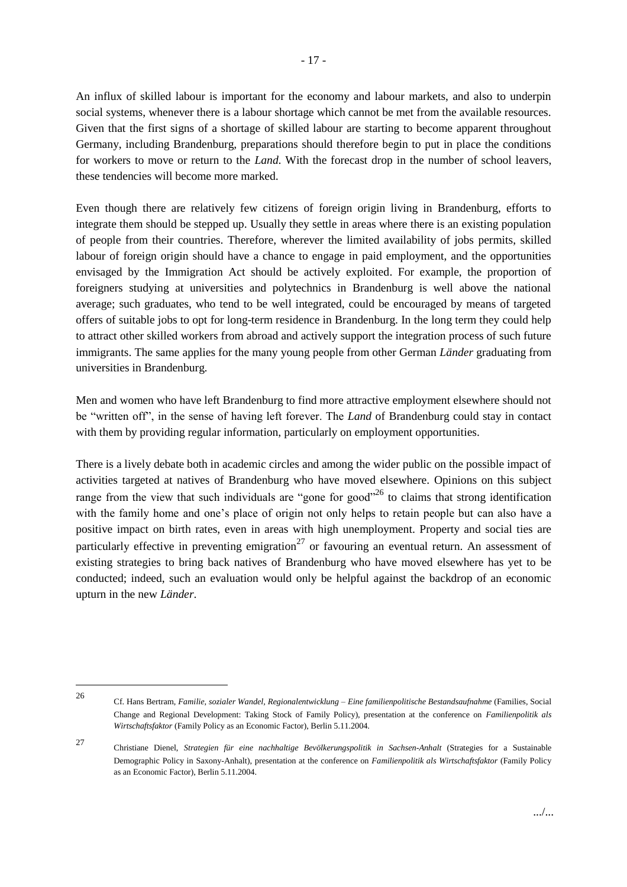An influx of skilled labour is important for the economy and labour markets, and also to underpin social systems, whenever there is a labour shortage which cannot be met from the available resources. Given that the first signs of a shortage of skilled labour are starting to become apparent throughout Germany, including Brandenburg, preparations should therefore begin to put in place the conditions for workers to move or return to the *Land*. With the forecast drop in the number of school leavers, these tendencies will become more marked.

Even though there are relatively few citizens of foreign origin living in Brandenburg, efforts to integrate them should be stepped up. Usually they settle in areas where there is an existing population of people from their countries. Therefore, wherever the limited availability of jobs permits, skilled labour of foreign origin should have a chance to engage in paid employment, and the opportunities envisaged by the Immigration Act should be actively exploited. For example, the proportion of foreigners studying at universities and polytechnics in Brandenburg is well above the national average; such graduates, who tend to be well integrated, could be encouraged by means of targeted offers of suitable jobs to opt for long-term residence in Brandenburg. In the long term they could help to attract other skilled workers from abroad and actively support the integration process of such future immigrants. The same applies for the many young people from other German *Länder* graduating from universities in Brandenburg.

Men and women who have left Brandenburg to find more attractive employment elsewhere should not be "written off", in the sense of having left forever. The *Land* of Brandenburg could stay in contact with them by providing regular information, particularly on employment opportunities.

There is a lively debate both in academic circles and among the wider public on the possible impact of activities targeted at natives of Brandenburg who have moved elsewhere. Opinions on this subject range from the view that such individuals are "gone for good"[26] to claims that strong identification with the family home and one's place of origin not only helps to retain people but can also have a positive impact on birth rates, even in areas with high unemployment. Property and social ties are particularly effective in preventing emigration[27] or favouring an eventual return. An assessment of existing strategies to bring back natives of Brandenburg who have moved elsewhere has yet to be conducted; indeed, such an evaluation would only be helpful against the backdrop of an economic upturn in the new *Länder*.

---

[26] Cf. Hans Bertram, *Familie, sozialer Wandel, Regionalentwicklung – Eine familienpolitische Bestandsaufnahme* (Families, Social Change and Regional Development: Taking Stock of Family Policy), presentation at the conference on *Familienpolitik als Wirtschaftsfaktor* (Family Policy as an Economic Factor), Berlin 5.11.2004.

[27] Christiane Dienel, *Strategien für eine nachhaltige Bevölkerungspolitik in Sachsen-Anhalt* (Strategies for a Sustainable Demographic Policy in Saxony-Anhalt), presentation at the conference on *Familienpolitik als Wirtschaftsfaktor* (Family Policy as an Economic Factor), Berlin 5.11.2004.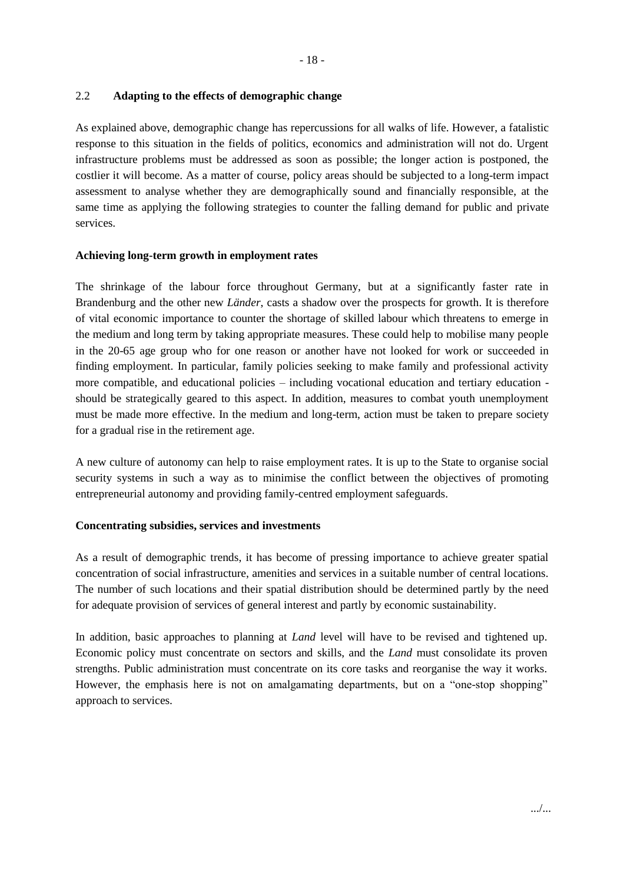## 2.2 Adapting to the effects of demographic change

As explained above, demographic change has repercussions for all walks of life. However, a fatalistic response to this situation in the fields of politics, economics and administration will not do. Urgent infrastructure problems must be addressed as soon as possible; the longer action is postponed, the costlier it will become. As a matter of course, policy areas should be subjected to a long-term impact assessment to analyse whether they are demographically sound and financially responsible, at the same time as applying the following strategies to counter the falling demand for public and private services.

**Achieving long-term growth in employment rates**

The shrinkage of the labour force throughout Germany, but at a significantly faster rate in Brandenburg and the other new *Länder*, casts a shadow over the prospects for growth. It is therefore of vital economic importance to counter the shortage of skilled labour which threatens to emerge in the medium and long term by taking appropriate measures. These could help to mobilise many people in the 20-65 age group who for one reason or another have not looked for work or succeeded in finding employment. In particular, family policies seeking to make family and professional activity more compatible, and educational policies – including vocational education and tertiary education - should be strategically geared to this aspect. In addition, measures to combat youth unemployment must be made more effective. In the medium and long-term, action must be taken to prepare society for a gradual rise in the retirement age.

A new culture of autonomy can help to raise employment rates. It is up to the State to organise social security systems in such a way as to minimise the conflict between the objectives of promoting entrepreneurial autonomy and providing family-centred employment safeguards.

**Concentrating subsidies, services and investments**

As a result of demographic trends, it has become of pressing importance to achieve greater spatial concentration of social infrastructure, amenities and services in a suitable number of central locations. The number of such locations and their spatial distribution should be determined partly by the need for adequate provision of services of general interest and partly by economic sustainability.

In addition, basic approaches to planning at *Land* level will have to be revised and tightened up. Economic policy must concentrate on sectors and skills, and the *Land* must consolidate its proven strengths. Public administration must concentrate on its core tasks and reorganise the way it works. However, the emphasis here is not on amalgamating departments, but on a "one-stop shopping" approach to services.

.../...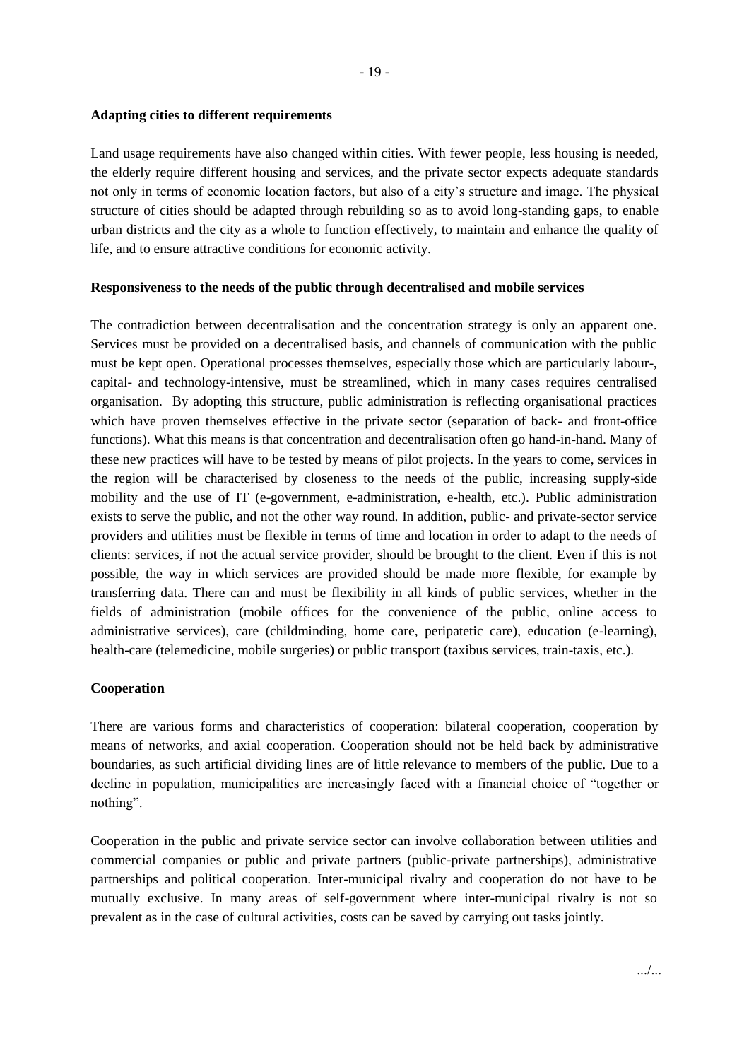**Adapting cities to different requirements**

Land usage requirements have also changed within cities. With fewer people, less housing is needed, the elderly require different housing and services, and the private sector expects adequate standards not only in terms of economic location factors, but also of a city's structure and image. The physical structure of cities should be adapted through rebuilding so as to avoid long-standing gaps, to enable urban districts and the city as a whole to function effectively, to maintain and enhance the quality of life, and to ensure attractive conditions for economic activity.

**Responsiveness to the needs of the public through decentralised and mobile services**

The contradiction between decentralisation and the concentration strategy is only an apparent one. Services must be provided on a decentralised basis, and channels of communication with the public must be kept open. Operational processes themselves, especially those which are particularly labour-, capital- and technology-intensive, must be streamlined, which in many cases requires centralised organisation. By adopting this structure, public administration is reflecting organisational practices which have proven themselves effective in the private sector (separation of back- and front-office functions). What this means is that concentration and decentralisation often go hand-in-hand. Many of these new practices will have to be tested by means of pilot projects. In the years to come, services in the region will be characterised by closeness to the needs of the public, increasing supply-side mobility and the use of IT (e-government, e-administration, e-health, etc.). Public administration exists to serve the public, and not the other way round. In addition, public- and private-sector service providers and utilities must be flexible in terms of time and location in order to adapt to the needs of clients: services, if not the actual service provider, should be brought to the client. Even if this is not possible, the way in which services are provided should be made more flexible, for example by transferring data. There can and must be flexibility in all kinds of public services, whether in the fields of administration (mobile offices for the convenience of the public, online access to administrative services), care (childminding, home care, peripatetic care), education (e-learning), health-care (telemedicine, mobile surgeries) or public transport (taxibus services, train-taxis, etc.).

**Cooperation**

There are various forms and characteristics of cooperation: bilateral cooperation, cooperation by means of networks, and axial cooperation. Cooperation should not be held back by administrative boundaries, as such artificial dividing lines are of little relevance to members of the public. Due to a decline in population, municipalities are increasingly faced with a financial choice of "together or nothing".

Cooperation in the public and private service sector can involve collaboration between utilities and commercial companies or public and private partners (public-private partnerships), administrative partnerships and political cooperation. Inter-municipal rivalry and cooperation do not have to be mutually exclusive. In many areas of self-government where inter-municipal rivalry is not so prevalent as in the case of cultural activities, costs can be saved by carrying out tasks jointly.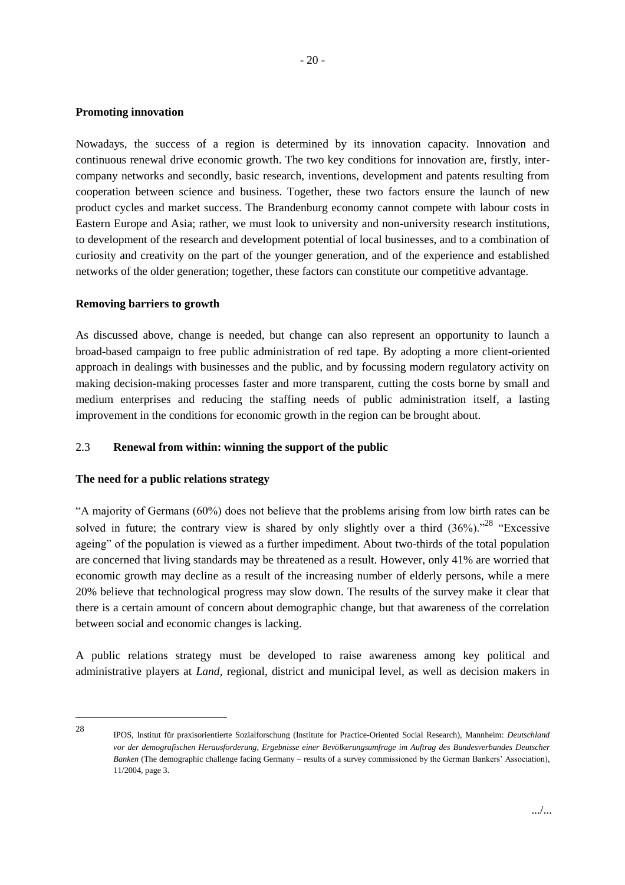**Promoting innovation**

Nowadays, the success of a region is determined by its innovation capacity. Innovation and continuous renewal drive economic growth. The two key conditions for innovation are, firstly, inter-company networks and secondly, basic research, inventions, development and patents resulting from cooperation between science and business. Together, these two factors ensure the launch of new product cycles and market success. The Brandenburg economy cannot compete with labour costs in Eastern Europe and Asia; rather, we must look to university and non-university research institutions, to development of the research and development potential of local businesses, and to a combination of curiosity and creativity on the part of the younger generation, and of the experience and established networks of the older generation; together, these factors can constitute our competitive advantage.

**Removing barriers to growth**

As discussed above, change is needed, but change can also represent an opportunity to launch a broad-based campaign to free public administration of red tape. By adopting a more client-oriented approach in dealings with businesses and the public, and by focussing modern regulatory activity on making decision-making processes faster and more transparent, cutting the costs borne by small and medium enterprises and reducing the staffing needs of public administration itself, a lasting improvement in the conditions for economic growth in the region can be brought about.

## 2.3 Renewal from within: winning the support of the public

**The need for a public relations strategy**

"A majority of Germans (60%) does not believe that the problems arising from low birth rates can be solved in future; the contrary view is shared by only slightly over a third (36%)."[28] "Excessive ageing" of the population is viewed as a further impediment. About two-thirds of the total population are concerned that living standards may be threatened as a result. However, only 41% are worried that economic growth may decline as a result of the increasing number of elderly persons, while a mere 20% believe that technological progress may slow down. The results of the survey make it clear that there is a certain amount of concern about demographic change, but that awareness of the correlation between social and economic changes is lacking.

A public relations strategy must be developed to raise awareness among key political and administrative players at *Land*, regional, district and municipal level, as well as decision makers in

---

[28] IPOS, Institut für praxisorientierte Sozialforschung (Institute for Practice-Oriented Social Research), Mannheim: *Deutschland vor der demografischen Herausforderung, Ergebnisse einer Bevölkerungsumfrage im Auftrag des Bundesverbandes Deutscher Banken* (The demographic challenge facing Germany – results of a survey commissioned by the German Bankers' Association), 11/2004, page 3.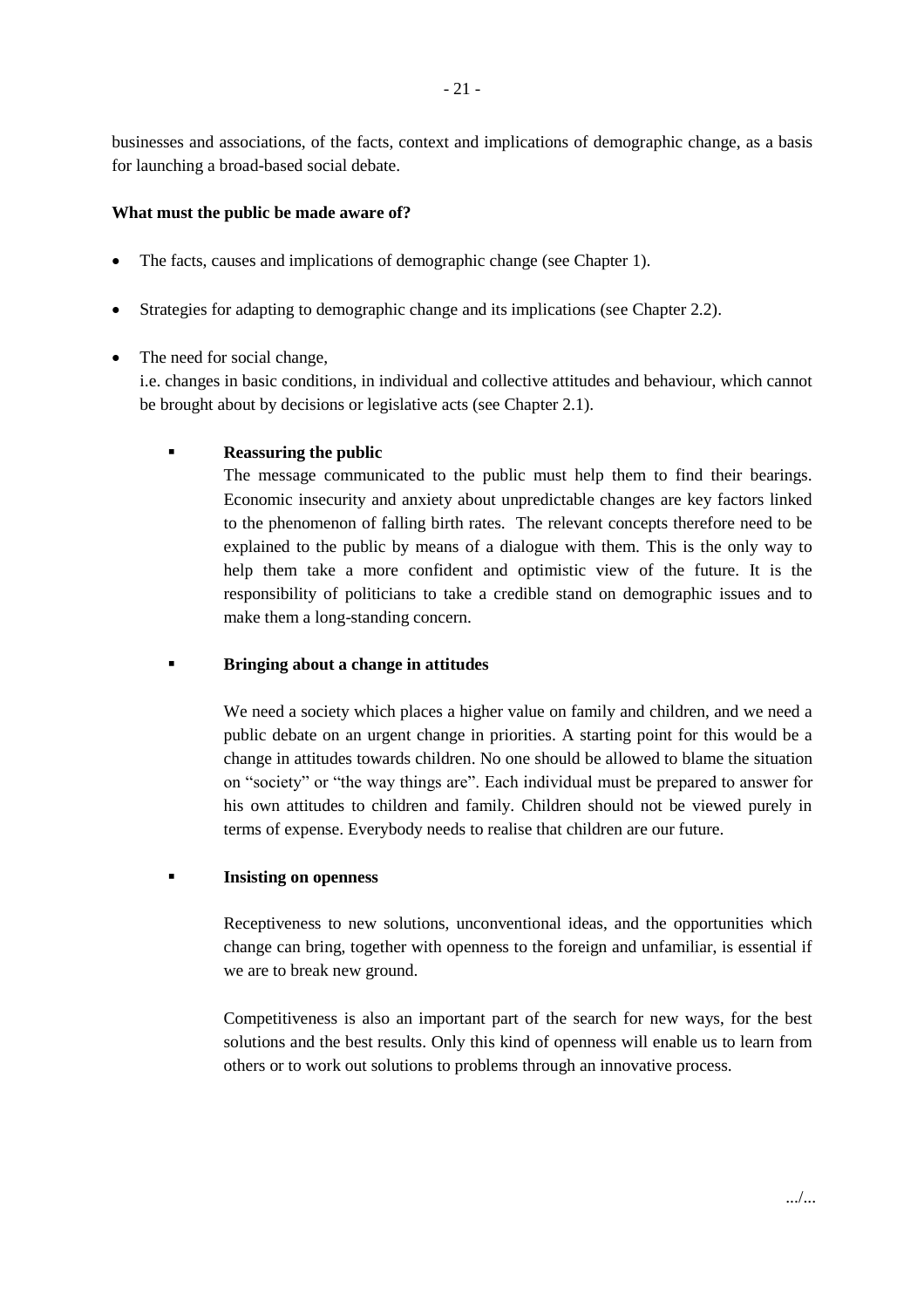businesses and associations, of the facts, context and implications of demographic change, as a basis for launching a broad-based social debate.

**What must the public be made aware of?**

- The facts, causes and implications of demographic change (see Chapter 1).
- Strategies for adapting to demographic change and its implications (see Chapter 2.2).
- The need for social change,
  i.e. changes in basic conditions, in individual and collective attitudes and behaviour, which cannot be brought about by decisions or legislative acts (see Chapter 2.1).

  - **Reassuring the public**

    The message communicated to the public must help them to find their bearings. Economic insecurity and anxiety about unpredictable changes are key factors linked to the phenomenon of falling birth rates. The relevant concepts therefore need to be explained to the public by means of a dialogue with them. This is the only way to help them take a more confident and optimistic view of the future. It is the responsibility of politicians to take a credible stand on demographic issues and to make them a long-standing concern.

  - **Bringing about a change in attitudes**

    We need a society which places a higher value on family and children, and we need a public debate on an urgent change in priorities. A starting point for this would be a change in attitudes towards children. No one should be allowed to blame the situation on "society" or "the way things are". Each individual must be prepared to answer for his own attitudes to children and family. Children should not be viewed purely in terms of expense. Everybody needs to realise that children are our future.

  - **Insisting on openness**

    Receptiveness to new solutions, unconventional ideas, and the opportunities which change can bring, together with openness to the foreign and unfamiliar, is essential if we are to break new ground.

    Competitiveness is also an important part of the search for new ways, for the best solutions and the best results. Only this kind of openness will enable us to learn from others or to work out solutions to problems through an innovative process.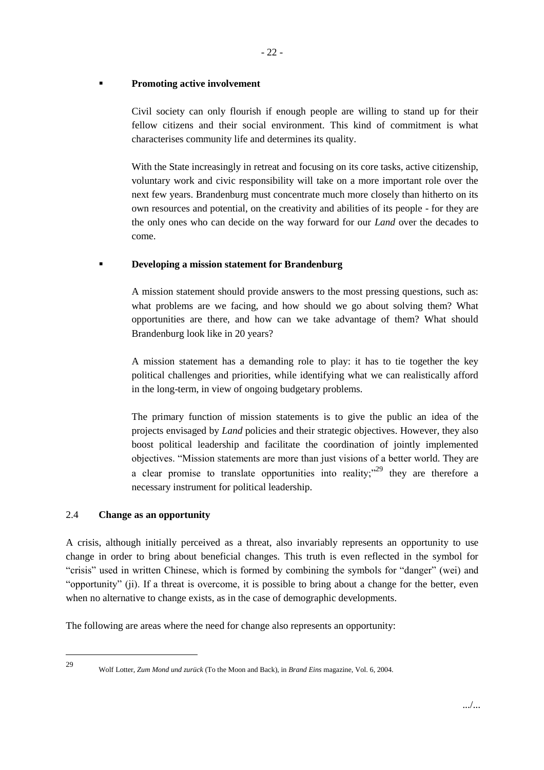- **Promoting active involvement**

  Civil society can only flourish if enough people are willing to stand up for their fellow citizens and their social environment. This kind of commitment is what characterises community life and determines its quality.

  With the State increasingly in retreat and focusing on its core tasks, active citizenship, voluntary work and civic responsibility will take on a more important role over the next few years. Brandenburg must concentrate much more closely than hitherto on its own resources and potential, on the creativity and abilities of its people - for they are the only ones who can decide on the way forward for our *Land* over the decades to come.

- **Developing a mission statement for Brandenburg**

  A mission statement should provide answers to the most pressing questions, such as: what problems are we facing, and how should we go about solving them? What opportunities are there, and how can we take advantage of them? What should Brandenburg look like in 20 years?

  A mission statement has a demanding role to play: it has to tie together the key political challenges and priorities, while identifying what we can realistically afford in the long-term, in view of ongoing budgetary problems.

  The primary function of mission statements is to give the public an idea of the projects envisaged by *Land* policies and their strategic objectives. However, they also boost political leadership and facilitate the coordination of jointly implemented objectives. "Mission statements are more than just visions of a better world. They are a clear promise to translate opportunities into reality;"[29] they are therefore a necessary instrument for political leadership.

### 2.4 Change as an opportunity

A crisis, although initially perceived as a threat, also invariably represents an opportunity to use change in order to bring about beneficial changes. This truth is even reflected in the symbol for "crisis" used in written Chinese, which is formed by combining the symbols for "danger" (wei) and "opportunity" (ji). If a threat is overcome, it is possible to bring about a change for the better, even when no alternative to change exists, as in the case of demographic developments.

The following are areas where the need for change also represents an opportunity:

---

[29] Wolf Lotter, *Zum Mond und zurück* (To the Moon and Back), in *Brand Eins* magazine, Vol. 6, 2004.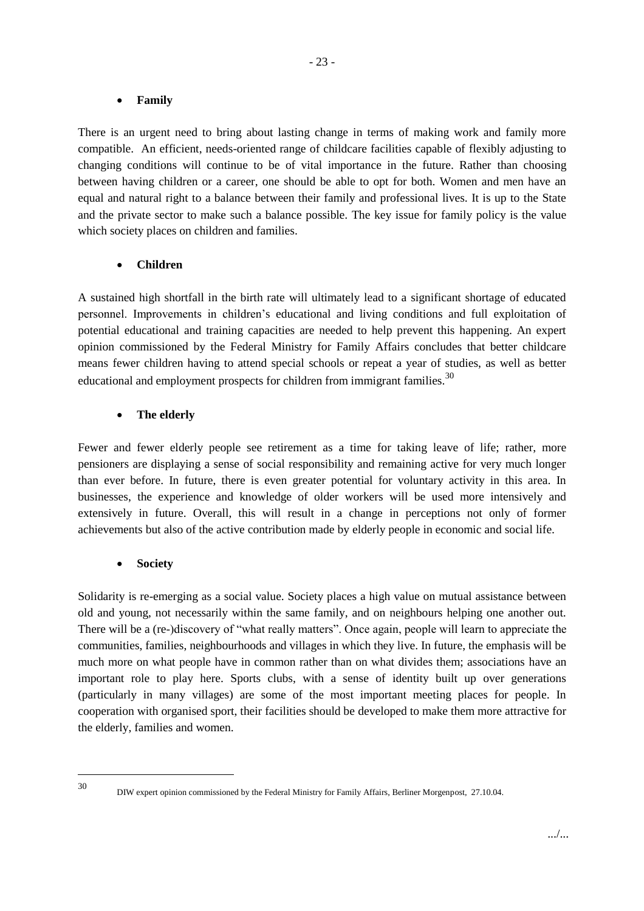- **Family**

There is an urgent need to bring about lasting change in terms of making work and family more compatible. An efficient, needs-oriented range of childcare facilities capable of flexibly adjusting to changing conditions will continue to be of vital importance in the future. Rather than choosing between having children or a career, one should be able to opt for both. Women and men have an equal and natural right to a balance between their family and professional lives. It is up to the State and the private sector to make such a balance possible. The key issue for family policy is the value which society places on children and families.

- **Children**

A sustained high shortfall in the birth rate will ultimately lead to a significant shortage of educated personnel. Improvements in children's educational and living conditions and full exploitation of potential educational and training capacities are needed to help prevent this happening. An expert opinion commissioned by the Federal Ministry for Family Affairs concludes that better childcare means fewer children having to attend special schools or repeat a year of studies, as well as better educational and employment prospects for children from immigrant families.[30]

- **The elderly**

Fewer and fewer elderly people see retirement as a time for taking leave of life; rather, more pensioners are displaying a sense of social responsibility and remaining active for very much longer than ever before. In future, there is even greater potential for voluntary activity in this area. In businesses, the experience and knowledge of older workers will be used more intensively and extensively in future. Overall, this will result in a change in perceptions not only of former achievements but also of the active contribution made by elderly people in economic and social life.

- **Society**

Solidarity is re-emerging as a social value. Society places a high value on mutual assistance between old and young, not necessarily within the same family, and on neighbours helping one another out. There will be a (re-)discovery of "what really matters". Once again, people will learn to appreciate the communities, families, neighbourhoods and villages in which they live. In future, the emphasis will be much more on what people have in common rather than on what divides them; associations have an important role to play here. Sports clubs, with a sense of identity built up over generations (particularly in many villages) are some of the most important meeting places for people. In cooperation with organised sport, their facilities should be developed to make them more attractive for the elderly, families and women.

---

[30] DIW expert opinion commissioned by the Federal Ministry for Family Affairs, Berliner Morgenpost, 27.10.04.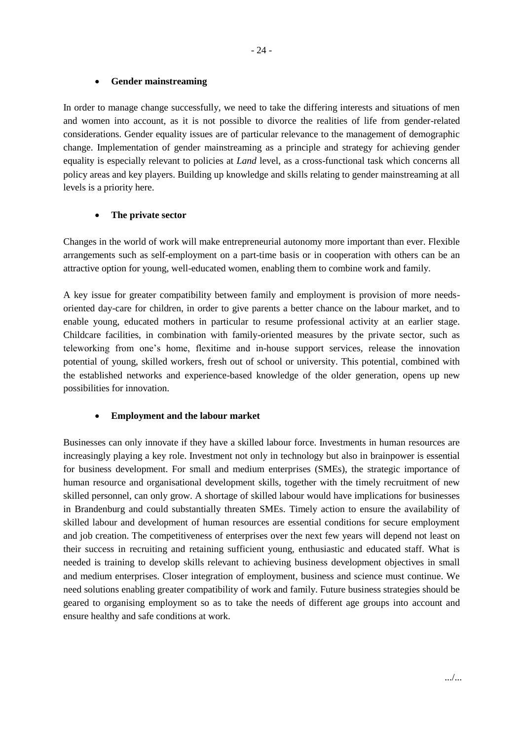- **Gender mainstreaming**

In order to manage change successfully, we need to take the differing interests and situations of men and women into account, as it is not possible to divorce the realities of life from gender-related considerations. Gender equality issues are of particular relevance to the management of demographic change. Implementation of gender mainstreaming as a principle and strategy for achieving gender equality is especially relevant to policies at *Land* level, as a cross-functional task which concerns all policy areas and key players. Building up knowledge and skills relating to gender mainstreaming at all levels is a priority here.

- **The private sector**

Changes in the world of work will make entrepreneurial autonomy more important than ever. Flexible arrangements such as self-employment on a part-time basis or in cooperation with others can be an attractive option for young, well-educated women, enabling them to combine work and family.

A key issue for greater compatibility between family and employment is provision of more needs-oriented day-care for children, in order to give parents a better chance on the labour market, and to enable young, educated mothers in particular to resume professional activity at an earlier stage. Childcare facilities, in combination with family-oriented measures by the private sector, such as teleworking from one's home, flexitime and in-house support services, release the innovation potential of young, skilled workers, fresh out of school or university. This potential, combined with the established networks and experience-based knowledge of the older generation, opens up new possibilities for innovation.

- **Employment and the labour market**

Businesses can only innovate if they have a skilled labour force. Investments in human resources are increasingly playing a key role. Investment not only in technology but also in brainpower is essential for business development. For small and medium enterprises (SMEs), the strategic importance of human resource and organisational development skills, together with the timely recruitment of new skilled personnel, can only grow. A shortage of skilled labour would have implications for businesses in Brandenburg and could substantially threaten SMEs. Timely action to ensure the availability of skilled labour and development of human resources are essential conditions for secure employment and job creation. The competitiveness of enterprises over the next few years will depend not least on their success in recruiting and retaining sufficient young, enthusiastic and educated staff. What is needed is training to develop skills relevant to achieving business development objectives in small and medium enterprises. Closer integration of employment, business and science must continue. We need solutions enabling greater compatibility of work and family. Future business strategies should be geared to organising employment so as to take the needs of different age groups into account and ensure healthy and safe conditions at work.

.../...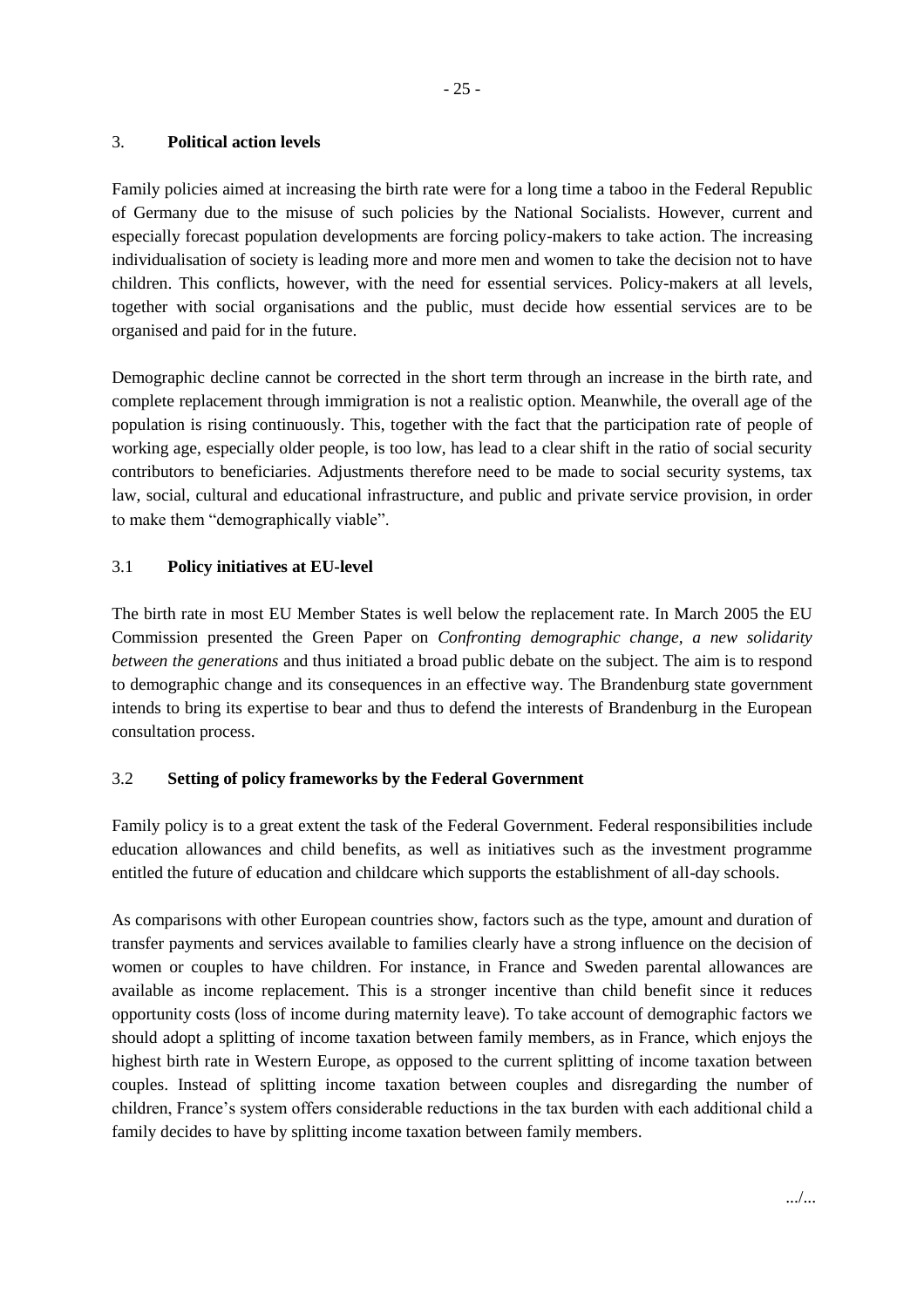## 3. Political action levels

Family policies aimed at increasing the birth rate were for a long time a taboo in the Federal Republic of Germany due to the misuse of such policies by the National Socialists. However, current and especially forecast population developments are forcing policy-makers to take action. The increasing individualisation of society is leading more and more men and women to take the decision not to have children. This conflicts, however, with the need for essential services. Policy-makers at all levels, together with social organisations and the public, must decide how essential services are to be organised and paid for in the future.

Demographic decline cannot be corrected in the short term through an increase in the birth rate, and complete replacement through immigration is not a realistic option. Meanwhile, the overall age of the population is rising continuously. This, together with the fact that the participation rate of people of working age, especially older people, is too low, has lead to a clear shift in the ratio of social security contributors to beneficiaries. Adjustments therefore need to be made to social security systems, tax law, social, cultural and educational infrastructure, and public and private service provision, in order to make them "demographically viable".

### 3.1 Policy initiatives at EU-level

The birth rate in most EU Member States is well below the replacement rate. In March 2005 the EU Commission presented the Green Paper on *Confronting demographic change, a new solidarity between the generations* and thus initiated a broad public debate on the subject. The aim is to respond to demographic change and its consequences in an effective way. The Brandenburg state government intends to bring its expertise to bear and thus to defend the interests of Brandenburg in the European consultation process.

### 3.2 Setting of policy frameworks by the Federal Government

Family policy is to a great extent the task of the Federal Government. Federal responsibilities include education allowances and child benefits, as well as initiatives such as the investment programme entitled the future of education and childcare which supports the establishment of all-day schools.

As comparisons with other European countries show, factors such as the type, amount and duration of transfer payments and services available to families clearly have a strong influence on the decision of women or couples to have children. For instance, in France and Sweden parental allowances are available as income replacement. This is a stronger incentive than child benefit since it reduces opportunity costs (loss of income during maternity leave). To take account of demographic factors we should adopt a splitting of income taxation between family members, as in France, which enjoys the highest birth rate in Western Europe, as opposed to the current splitting of income taxation between couples. Instead of splitting income taxation between couples and disregarding the number of children, France's system offers considerable reductions in the tax burden with each additional child a family decides to have by splitting income taxation between family members.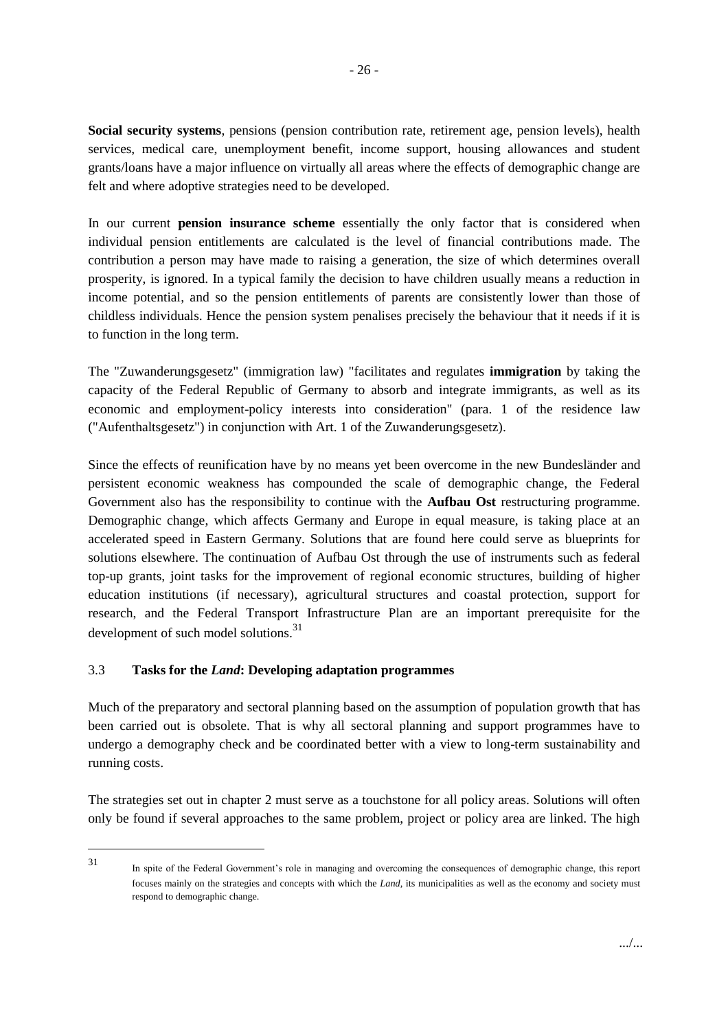**Social security systems**, pensions (pension contribution rate, retirement age, pension levels), health services, medical care, unemployment benefit, income support, housing allowances and student grants/loans have a major influence on virtually all areas where the effects of demographic change are felt and where adoptive strategies need to be developed.

In our current **pension insurance scheme** essentially the only factor that is considered when individual pension entitlements are calculated is the level of financial contributions made. The contribution a person may have made to raising a generation, the size of which determines overall prosperity, is ignored. In a typical family the decision to have children usually means a reduction in income potential, and so the pension entitlements of parents are consistently lower than those of childless individuals. Hence the pension system penalises precisely the behaviour that it needs if it is to function in the long term.

The "Zuwanderungsgesetz" (immigration law) "facilitates and regulates **immigration** by taking the capacity of the Federal Republic of Germany to absorb and integrate immigrants, as well as its economic and employment-policy interests into consideration" (para. 1 of the residence law ("Aufenthaltsgesetz") in conjunction with Art. 1 of the Zuwanderungsgesetz).

Since the effects of reunification have by no means yet been overcome in the new Bundesländer and persistent economic weakness has compounded the scale of demographic change, the Federal Government also has the responsibility to continue with the **Aufbau Ost** restructuring programme. Demographic change, which affects Germany and Europe in equal measure, is taking place at an accelerated speed in Eastern Germany. Solutions that are found here could serve as blueprints for solutions elsewhere. The continuation of Aufbau Ost through the use of instruments such as federal top-up grants, joint tasks for the improvement of regional economic structures, building of higher education institutions (if necessary), agricultural structures and coastal protection, support for research, and the Federal Transport Infrastructure Plan are an important prerequisite for the development of such model solutions.[31]

### 3.3 Tasks for the *Land*: Developing adaptation programmes

Much of the preparatory and sectoral planning based on the assumption of population growth that has been carried out is obsolete. That is why all sectoral planning and support programmes have to undergo a demography check and be coordinated better with a view to long-term sustainability and running costs.

The strategies set out in chapter 2 must serve as a touchstone for all policy areas. Solutions will often only be found if several approaches to the same problem, project or policy area are linked. The high

---

[31] In spite of the Federal Government's role in managing and overcoming the consequences of demographic change, this report focuses mainly on the strategies and concepts with which the *Land*, its municipalities as well as the economy and society must respond to demographic change.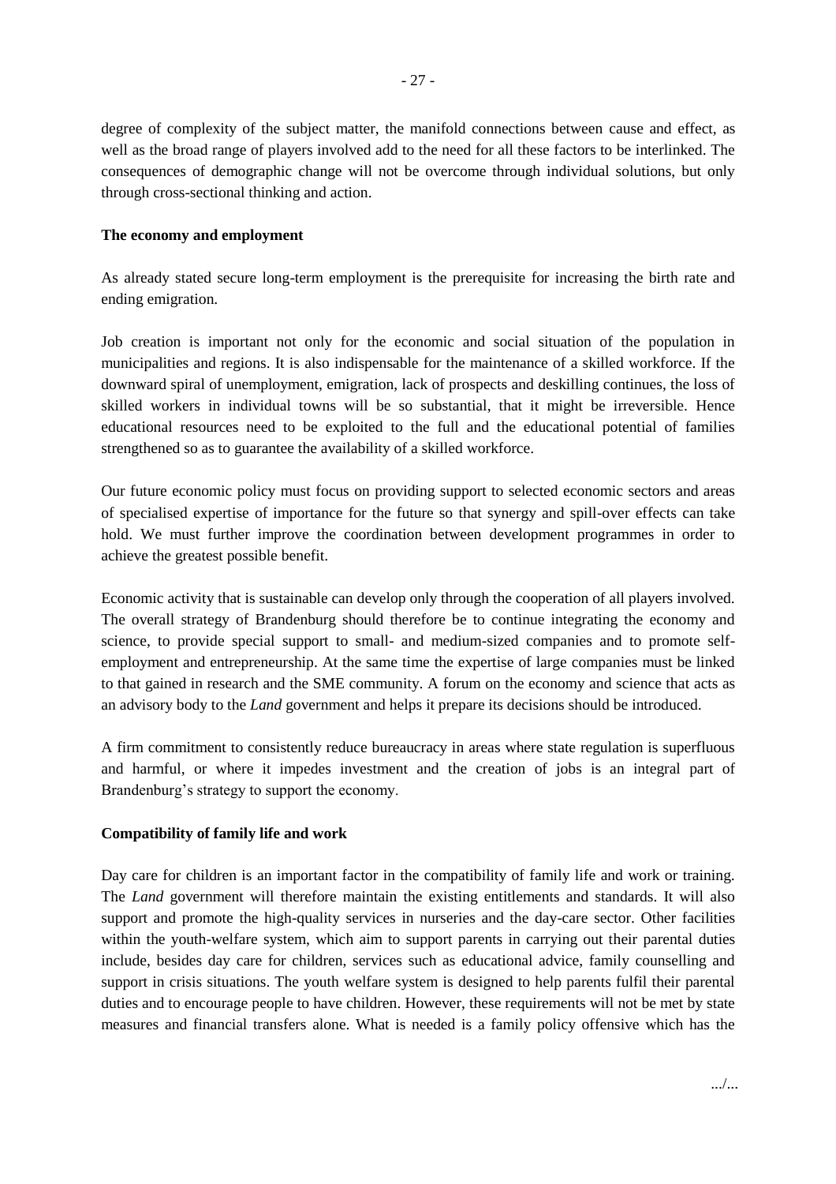degree of complexity of the subject matter, the manifold connections between cause and effect, as well as the broad range of players involved add to the need for all these factors to be interlinked. The consequences of demographic change will not be overcome through individual solutions, but only through cross-sectional thinking and action.

**The economy and employment**

As already stated secure long-term employment is the prerequisite for increasing the birth rate and ending emigration.

Job creation is important not only for the economic and social situation of the population in municipalities and regions. It is also indispensable for the maintenance of a skilled workforce. If the downward spiral of unemployment, emigration, lack of prospects and deskilling continues, the loss of skilled workers in individual towns will be so substantial, that it might be irreversible. Hence educational resources need to be exploited to the full and the educational potential of families strengthened so as to guarantee the availability of a skilled workforce.

Our future economic policy must focus on providing support to selected economic sectors and areas of specialised expertise of importance for the future so that synergy and spill-over effects can take hold. We must further improve the coordination between development programmes in order to achieve the greatest possible benefit.

Economic activity that is sustainable can develop only through the cooperation of all players involved. The overall strategy of Brandenburg should therefore be to continue integrating the economy and science, to provide special support to small- and medium-sized companies and to promote self-employment and entrepreneurship. At the same time the expertise of large companies must be linked to that gained in research and the SME community. A forum on the economy and science that acts as an advisory body to the *Land* government and helps it prepare its decisions should be introduced.

A firm commitment to consistently reduce bureaucracy in areas where state regulation is superfluous and harmful, or where it impedes investment and the creation of jobs is an integral part of Brandenburg's strategy to support the economy.

**Compatibility of family life and work**

Day care for children is an important factor in the compatibility of family life and work or training. The *Land* government will therefore maintain the existing entitlements and standards. It will also support and promote the high-quality services in nurseries and the day-care sector. Other facilities within the youth-welfare system, which aim to support parents in carrying out their parental duties include, besides day care for children, services such as educational advice, family counselling and support in crisis situations. The youth welfare system is designed to help parents fulfil their parental duties and to encourage people to have children. However, these requirements will not be met by state measures and financial transfers alone. What is needed is a family policy offensive which has the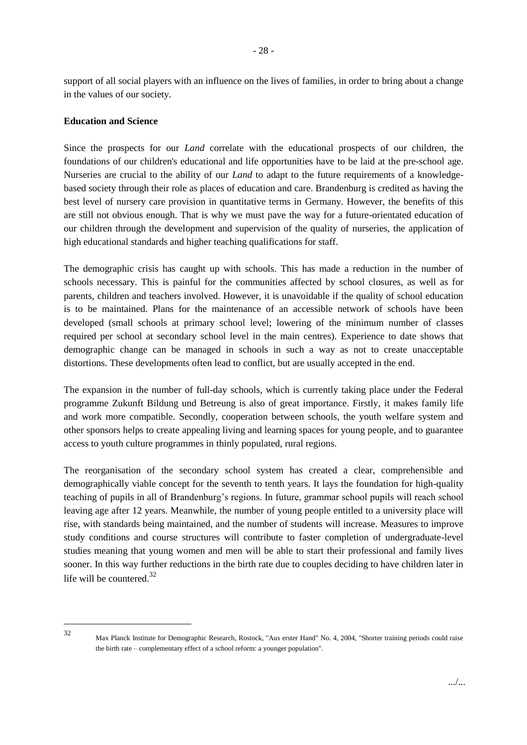support of all social players with an influence on the lives of families, in order to bring about a change in the values of our society.

**Education and Science**

Since the prospects for our *Land* correlate with the educational prospects of our children, the foundations of our children's educational and life opportunities have to be laid at the pre-school age. Nurseries are crucial to the ability of our *Land* to adapt to the future requirements of a knowledge-based society through their role as places of education and care. Brandenburg is credited as having the best level of nursery care provision in quantitative terms in Germany. However, the benefits of this are still not obvious enough. That is why we must pave the way for a future-orientated education of our children through the development and supervision of the quality of nurseries, the application of high educational standards and higher teaching qualifications for staff.

The demographic crisis has caught up with schools. This has made a reduction in the number of schools necessary. This is painful for the communities affected by school closures, as well as for parents, children and teachers involved. However, it is unavoidable if the quality of school education is to be maintained. Plans for the maintenance of an accessible network of schools have been developed (small schools at primary school level; lowering of the minimum number of classes required per school at secondary school level in the main centres). Experience to date shows that demographic change can be managed in schools in such a way as not to create unacceptable distortions. These developments often lead to conflict, but are usually accepted in the end.

The expansion in the number of full-day schools, which is currently taking place under the Federal programme Zukunft Bildung und Betreuung is also of great importance. Firstly, it makes family life and work more compatible. Secondly, cooperation between schools, the youth welfare system and other sponsors helps to create appealing living and learning spaces for young people, and to guarantee access to youth culture programmes in thinly populated, rural regions.

The reorganisation of the secondary school system has created a clear, comprehensible and demographically viable concept for the seventh to tenth years. It lays the foundation for high-quality teaching of pupils in all of Brandenburg's regions. In future, grammar school pupils will reach school leaving age after 12 years. Meanwhile, the number of young people entitled to a university place will rise, with standards being maintained, and the number of students will increase. Measures to improve study conditions and course structures will contribute to faster completion of undergraduate-level studies meaning that young women and men will be able to start their professional and family lives sooner. In this way further reductions in the birth rate due to couples deciding to have children later in life will be countered.[32]

---

[32] Max Planck Institute for Demographic Research, Rostock, "Aus erster Hand" No. 4, 2004, "Shorter training periods could raise the birth rate – complementary effect of a school reform: a younger population".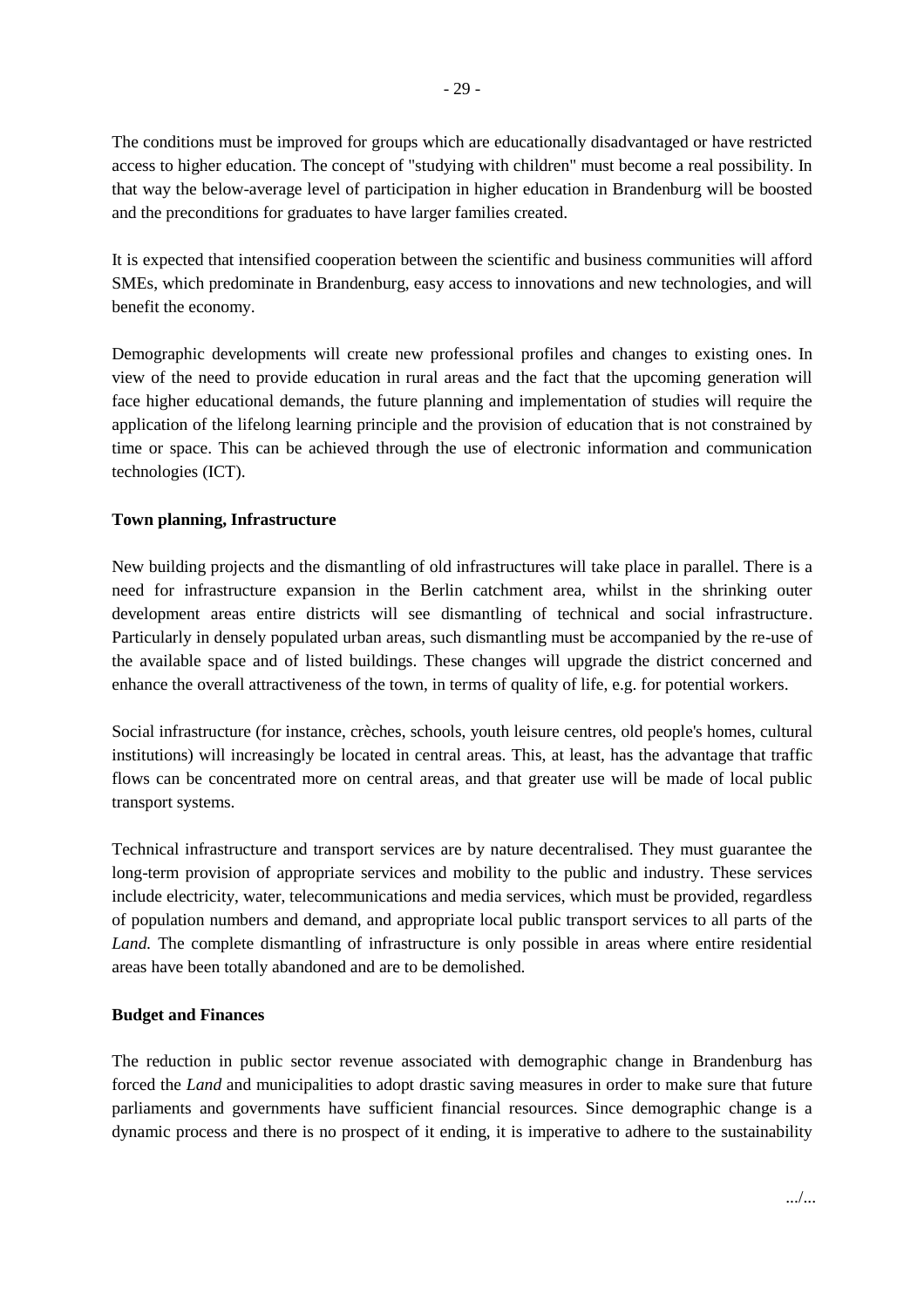The conditions must be improved for groups which are educationally disadvantaged or have restricted access to higher education. The concept of "studying with children" must become a real possibility. In that way the below-average level of participation in higher education in Brandenburg will be boosted and the preconditions for graduates to have larger families created.

It is expected that intensified cooperation between the scientific and business communities will afford SMEs, which predominate in Brandenburg, easy access to innovations and new technologies, and will benefit the economy.

Demographic developments will create new professional profiles and changes to existing ones. In view of the need to provide education in rural areas and the fact that the upcoming generation will face higher educational demands, the future planning and implementation of studies will require the application of the lifelong learning principle and the provision of education that is not constrained by time or space. This can be achieved through the use of electronic information and communication technologies (ICT).

**Town planning, Infrastructure**

New building projects and the dismantling of old infrastructures will take place in parallel. There is a need for infrastructure expansion in the Berlin catchment area, whilst in the shrinking outer development areas entire districts will see dismantling of technical and social infrastructure. Particularly in densely populated urban areas, such dismantling must be accompanied by the re-use of the available space and of listed buildings. These changes will upgrade the district concerned and enhance the overall attractiveness of the town, in terms of quality of life, e.g. for potential workers.

Social infrastructure (for instance, crèches, schools, youth leisure centres, old people's homes, cultural institutions) will increasingly be located in central areas. This, at least, has the advantage that traffic flows can be concentrated more on central areas, and that greater use will be made of local public transport systems.

Technical infrastructure and transport services are by nature decentralised. They must guarantee the long-term provision of appropriate services and mobility to the public and industry. These services include electricity, water, telecommunications and media services, which must be provided, regardless of population numbers and demand, and appropriate local public transport services to all parts of the *Land.* The complete dismantling of infrastructure is only possible in areas where entire residential areas have been totally abandoned and are to be demolished.

**Budget and Finances**

The reduction in public sector revenue associated with demographic change in Brandenburg has forced the *Land* and municipalities to adopt drastic saving measures in order to make sure that future parliaments and governments have sufficient financial resources. Since demographic change is a dynamic process and there is no prospect of it ending, it is imperative to adhere to the sustainability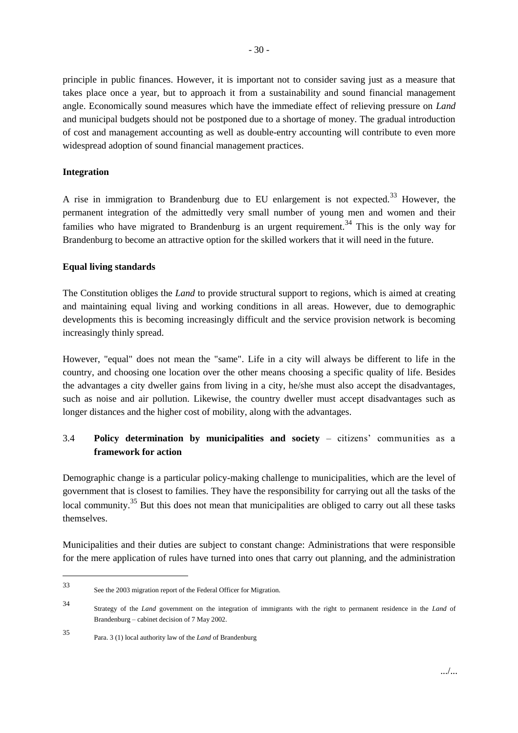principle in public finances. However, it is important not to consider saving just as a measure that takes place once a year, but to approach it from a sustainability and sound financial management angle. Economically sound measures which have the immediate effect of relieving pressure on *Land* and municipal budgets should not be postponed due to a shortage of money. The gradual introduction of cost and management accounting as well as double-entry accounting will contribute to even more widespread adoption of sound financial management practices.

**Integration**

A rise in immigration to Brandenburg due to EU enlargement is not expected.[33] However, the permanent integration of the admittedly very small number of young men and women and their families who have migrated to Brandenburg is an urgent requirement.[34] This is the only way for Brandenburg to become an attractive option for the skilled workers that it will need in the future.

**Equal living standards**

The Constitution obliges the *Land* to provide structural support to regions, which is aimed at creating and maintaining equal living and working conditions in all areas. However, due to demographic developments this is becoming increasingly difficult and the service provision network is becoming increasingly thinly spread.

However, "equal" does not mean the "same". Life in a city will always be different to life in the country, and choosing one location over the other means choosing a specific quality of life. Besides the advantages a city dweller gains from living in a city, he/she must also accept the disadvantages, such as noise and air pollution. Likewise, the country dweller must accept disadvantages such as longer distances and the higher cost of mobility, along with the advantages.

### 3.4 **Policy determination by municipalities and society** – citizens' communities as a **framework for action**

Demographic change is a particular policy-making challenge to municipalities, which are the level of government that is closest to families. They have the responsibility for carrying out all the tasks of the local community.[35] But this does not mean that municipalities are obliged to carry out all these tasks themselves.

Municipalities and their duties are subject to constant change: Administrations that were responsible for the mere application of rules have turned into ones that carry out planning, and the administration

---

[33] See the 2003 migration report of the Federal Officer for Migration.

[34] Strategy of the *Land* government on the integration of immigrants with the right to permanent residence in the *Land* of Brandenburg – cabinet decision of 7 May 2002.

[35] Para. 3 (1) local authority law of the *Land* of Brandenburg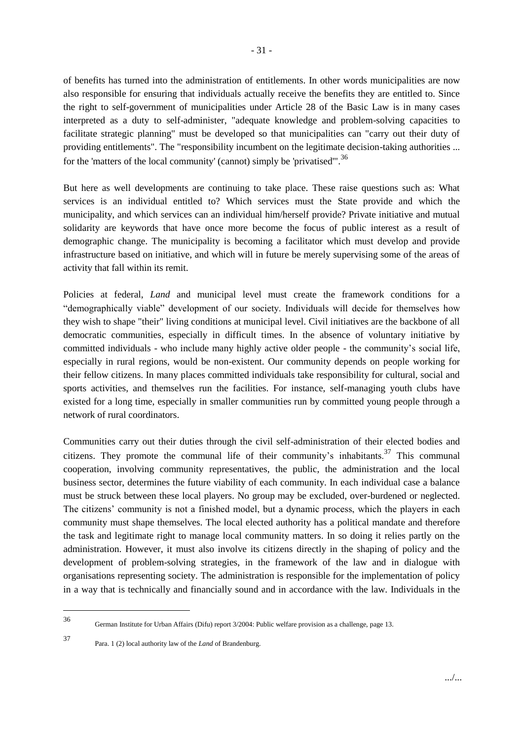of benefits has turned into the administration of entitlements. In other words municipalities are now also responsible for ensuring that individuals actually receive the benefits they are entitled to. Since the right to self-government of municipalities under Article 28 of the Basic Law is in many cases interpreted as a duty to self-administer, "adequate knowledge and problem-solving capacities to facilitate strategic planning" must be developed so that municipalities can "carry out their duty of providing entitlements". The "responsibility incumbent on the legitimate decision-taking authorities ... for the 'matters of the local community' (cannot) simply be 'privatised'".[36]

But here as well developments are continuing to take place. These raise questions such as: What services is an individual entitled to? Which services must the State provide and which the municipality, and which services can an individual him/herself provide? Private initiative and mutual solidarity are keywords that have once more become the focus of public interest as a result of demographic change. The municipality is becoming a facilitator which must develop and provide infrastructure based on initiative, and which will in future be merely supervising some of the areas of activity that fall within its remit.

Policies at federal, *Land* and municipal level must create the framework conditions for a "demographically viable" development of our society. Individuals will decide for themselves how they wish to shape "their" living conditions at municipal level. Civil initiatives are the backbone of all democratic communities, especially in difficult times. In the absence of voluntary initiative by committed individuals - who include many highly active older people - the community's social life, especially in rural regions, would be non-existent. Our community depends on people working for their fellow citizens. In many places committed individuals take responsibility for cultural, social and sports activities, and themselves run the facilities. For instance, self-managing youth clubs have existed for a long time, especially in smaller communities run by committed young people through a network of rural coordinators.

Communities carry out their duties through the civil self-administration of their elected bodies and citizens. They promote the communal life of their community's inhabitants.[37] This communal cooperation, involving community representatives, the public, the administration and the local business sector, determines the future viability of each community. In each individual case a balance must be struck between these local players. No group may be excluded, over-burdened or neglected. The citizens' community is not a finished model, but a dynamic process, which the players in each community must shape themselves. The local elected authority has a political mandate and therefore the task and legitimate right to manage local community matters. In so doing it relies partly on the administration. However, it must also involve its citizens directly in the shaping of policy and the development of problem-solving strategies, in the framework of the law and in dialogue with organisations representing society. The administration is responsible for the implementation of policy in a way that is technically and financially sound and in accordance with the law. Individuals in the

---

[36] German Institute for Urban Affairs (Difu) report 3/2004: Public welfare provision as a challenge, page 13.

[37] Para. 1 (2) local authority law of the *Land* of Brandenburg.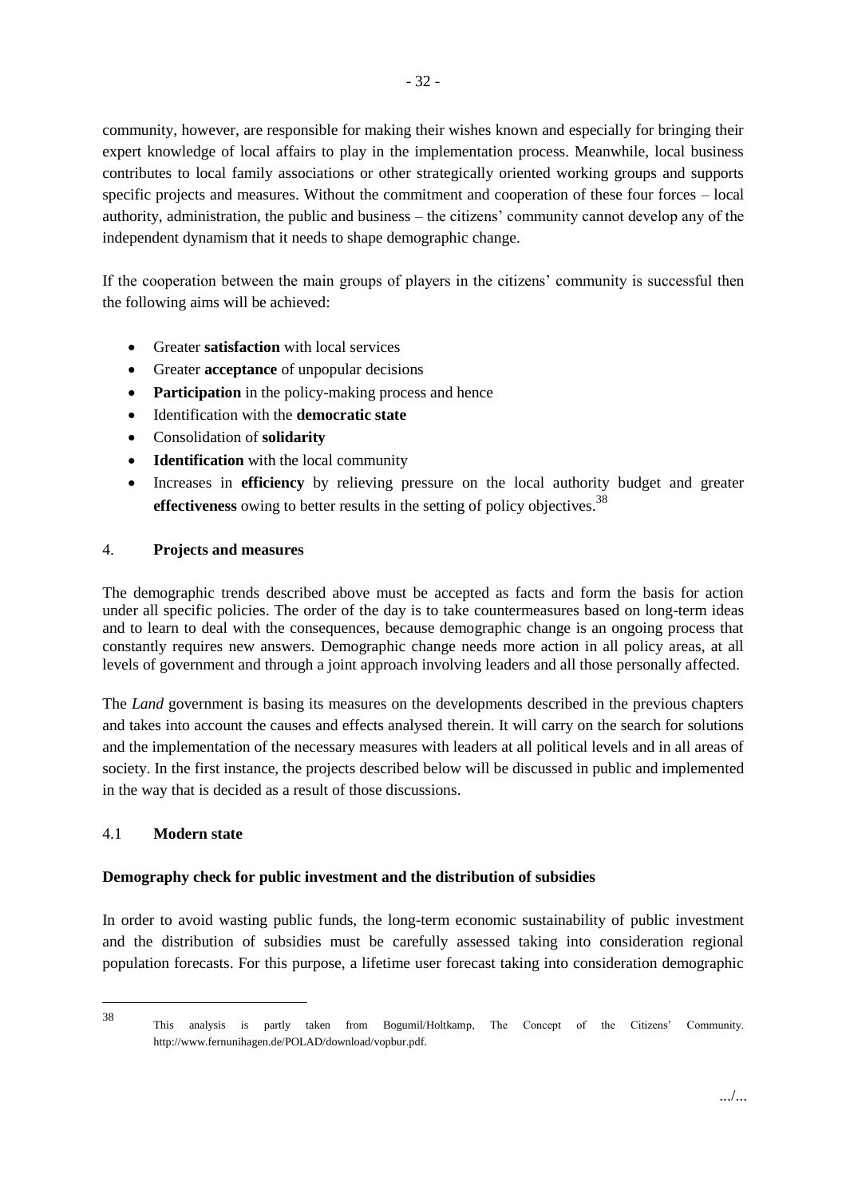community, however, are responsible for making their wishes known and especially for bringing their expert knowledge of local affairs to play in the implementation process. Meanwhile, local business contributes to local family associations or other strategically oriented working groups and supports specific projects and measures. Without the commitment and cooperation of these four forces – local authority, administration, the public and business – the citizens' community cannot develop any of the independent dynamism that it needs to shape demographic change.

If the cooperation between the main groups of players in the citizens' community is successful then the following aims will be achieved:

- Greater **satisfaction** with local services
- Greater **acceptance** of unpopular decisions
- **Participation** in the policy-making process and hence
- Identification with the **democratic state**
- Consolidation of **solidarity**
- **Identification** with the local community
- Increases in **efficiency** by relieving pressure on the local authority budget and greater **effectiveness** owing to better results in the setting of policy objectives.[38]

## 4. Projects and measures

The demographic trends described above must be accepted as facts and form the basis for action under all specific policies. The order of the day is to take countermeasures based on long-term ideas and to learn to deal with the consequences, because demographic change is an ongoing process that constantly requires new answers. Demographic change needs more action in all policy areas, at all levels of government and through a joint approach involving leaders and all those personally affected.

The *Land* government is basing its measures on the developments described in the previous chapters and takes into account the causes and effects analysed therein. It will carry on the search for solutions and the implementation of the necessary measures with leaders at all political levels and in all areas of society. In the first instance, the projects described below will be discussed in public and implemented in the way that is decided as a result of those discussions.

### 4.1 Modern state

**Demography check for public investment and the distribution of subsidies**

In order to avoid wasting public funds, the long-term economic sustainability of public investment and the distribution of subsidies must be carefully assessed taking into consideration regional population forecasts. For this purpose, a lifetime user forecast taking into consideration demographic

---

[38] This analysis is partly taken from Bogumil/Holtkamp, The Concept of the Citizens' Community. http://www.fernunihagen.de/POLAD/download/vopbur.pdf.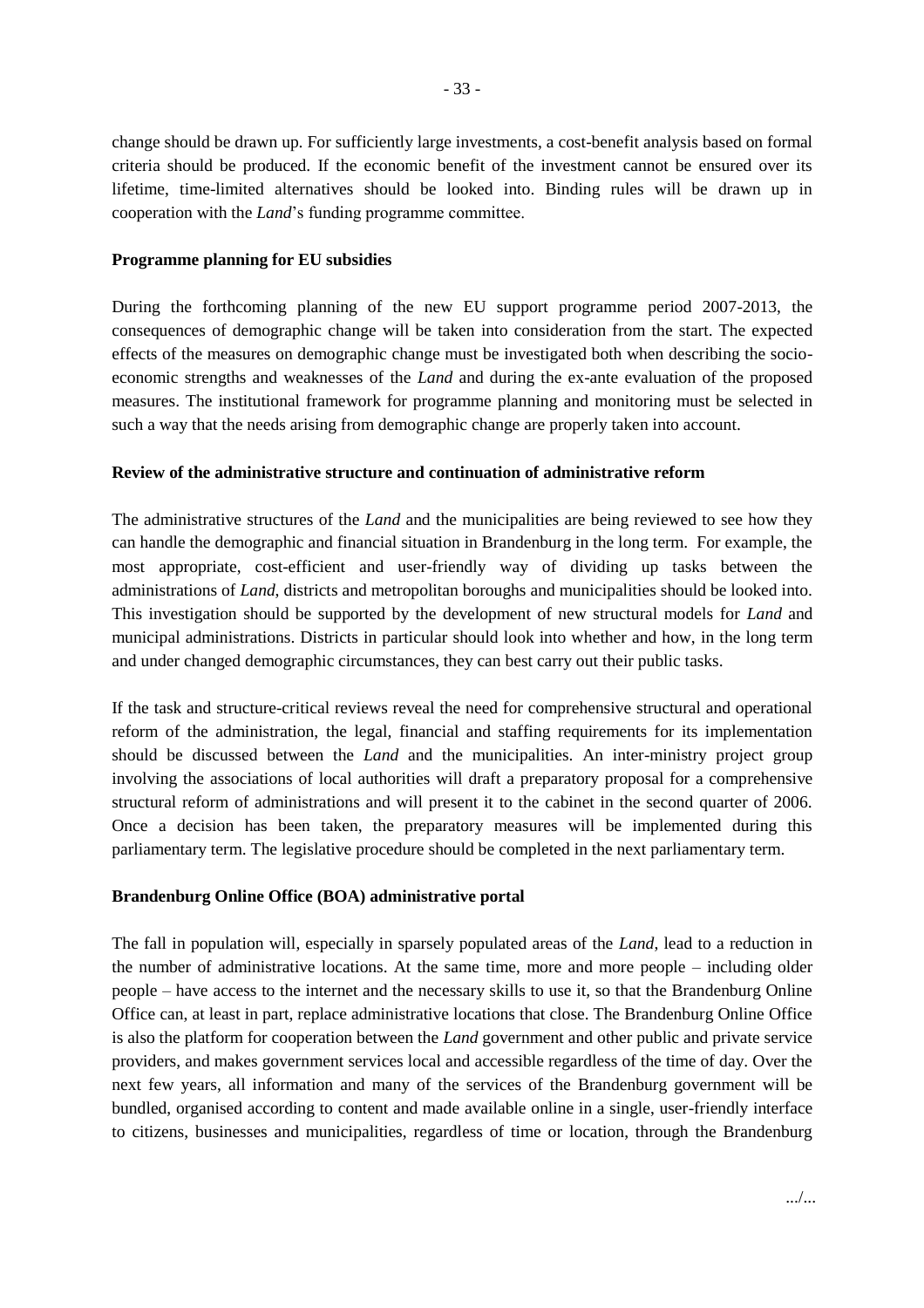change should be drawn up. For sufficiently large investments, a cost-benefit analysis based on formal criteria should be produced. If the economic benefit of the investment cannot be ensured over its lifetime, time-limited alternatives should be looked into. Binding rules will be drawn up in cooperation with the *Land*'s funding programme committee.

**Programme planning for EU subsidies**

During the forthcoming planning of the new EU support programme period 2007-2013, the consequences of demographic change will be taken into consideration from the start. The expected effects of the measures on demographic change must be investigated both when describing the socio-economic strengths and weaknesses of the *Land* and during the ex-ante evaluation of the proposed measures. The institutional framework for programme planning and monitoring must be selected in such a way that the needs arising from demographic change are properly taken into account.

**Review of the administrative structure and continuation of administrative reform**

The administrative structures of the *Land* and the municipalities are being reviewed to see how they can handle the demographic and financial situation in Brandenburg in the long term. For example, the most appropriate, cost-efficient and user-friendly way of dividing up tasks between the administrations of *Land*, districts and metropolitan boroughs and municipalities should be looked into. This investigation should be supported by the development of new structural models for *Land* and municipal administrations. Districts in particular should look into whether and how, in the long term and under changed demographic circumstances, they can best carry out their public tasks.

If the task and structure-critical reviews reveal the need for comprehensive structural and operational reform of the administration, the legal, financial and staffing requirements for its implementation should be discussed between the *Land* and the municipalities. An inter-ministry project group involving the associations of local authorities will draft a preparatory proposal for a comprehensive structural reform of administrations and will present it to the cabinet in the second quarter of 2006. Once a decision has been taken, the preparatory measures will be implemented during this parliamentary term. The legislative procedure should be completed in the next parliamentary term.

**Brandenburg Online Office (BOA) administrative portal**

The fall in population will, especially in sparsely populated areas of the *Land*, lead to a reduction in the number of administrative locations. At the same time, more and more people – including older people – have access to the internet and the necessary skills to use it, so that the Brandenburg Online Office can, at least in part, replace administrative locations that close. The Brandenburg Online Office is also the platform for cooperation between the *Land* government and other public and private service providers, and makes government services local and accessible regardless of the time of day. Over the next few years, all information and many of the services of the Brandenburg government will be bundled, organised according to content and made available online in a single, user-friendly interface to citizens, businesses and municipalities, regardless of time or location, through the Brandenburg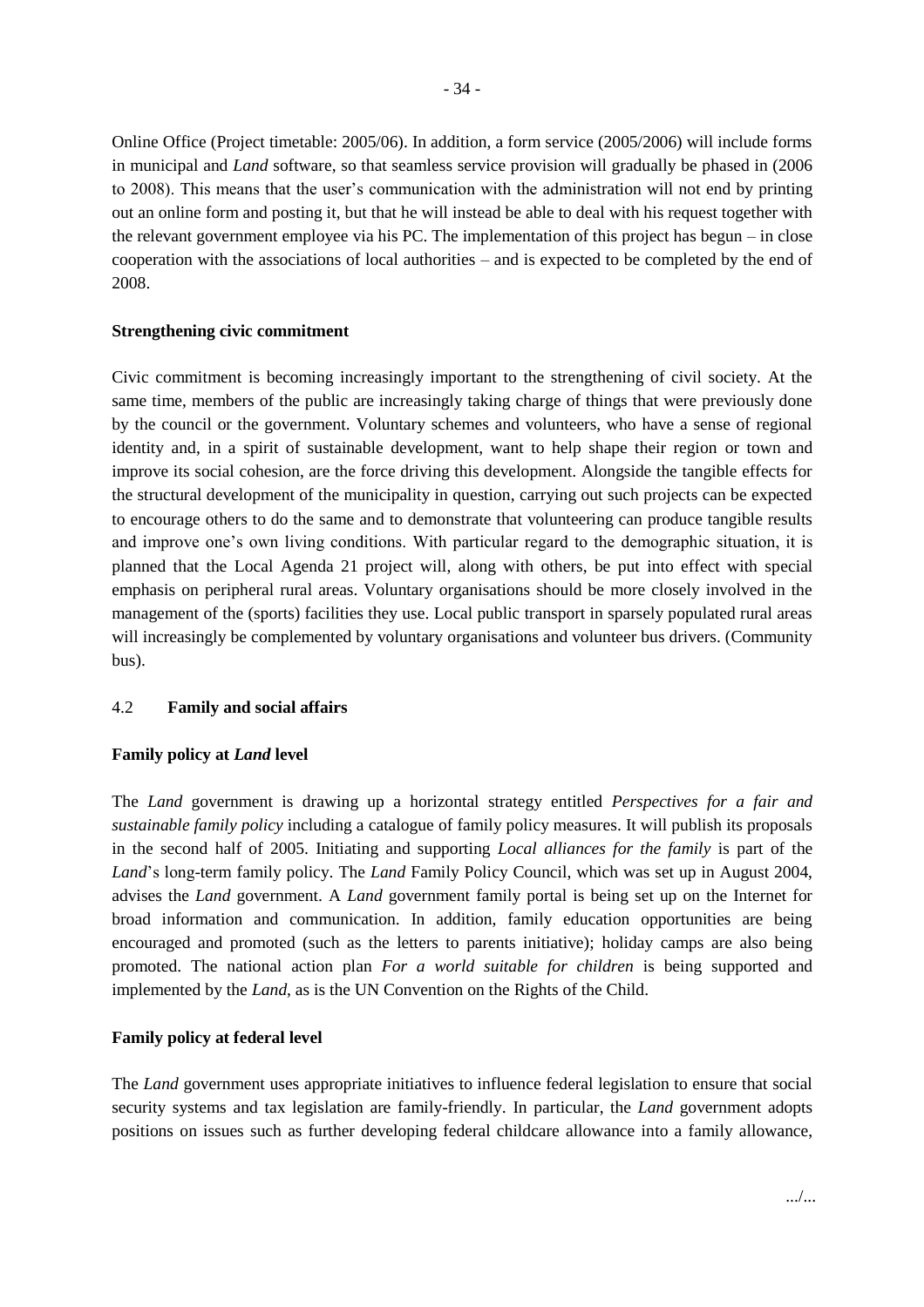Online Office (Project timetable: 2005/06). In addition, a form service (2005/2006) will include forms in municipal and *Land* software, so that seamless service provision will gradually be phased in (2006 to 2008). This means that the user's communication with the administration will not end by printing out an online form and posting it, but that he will instead be able to deal with his request together with the relevant government employee via his PC. The implementation of this project has begun – in close cooperation with the associations of local authorities – and is expected to be completed by the end of 2008.

**Strengthening civic commitment**

Civic commitment is becoming increasingly important to the strengthening of civil society. At the same time, members of the public are increasingly taking charge of things that were previously done by the council or the government. Voluntary schemes and volunteers, who have a sense of regional identity and, in a spirit of sustainable development, want to help shape their region or town and improve its social cohesion, are the force driving this development. Alongside the tangible effects for the structural development of the municipality in question, carrying out such projects can be expected to encourage others to do the same and to demonstrate that volunteering can produce tangible results and improve one's own living conditions. With particular regard to the demographic situation, it is planned that the Local Agenda 21 project will, along with others, be put into effect with special emphasis on peripheral rural areas. Voluntary organisations should be more closely involved in the management of the (sports) facilities they use. Local public transport in sparsely populated rural areas will increasingly be complemented by voluntary organisations and volunteer bus drivers. (Community bus).

## 4.2 Family and social affairs

**Family policy at *Land* level**

The *Land* government is drawing up a horizontal strategy entitled *Perspectives for a fair and sustainable family policy* including a catalogue of family policy measures. It will publish its proposals in the second half of 2005. Initiating and supporting *Local alliances for the family* is part of the *Land*'s long-term family policy. The *Land* Family Policy Council, which was set up in August 2004, advises the *Land* government. A *Land* government family portal is being set up on the Internet for broad information and communication. In addition, family education opportunities are being encouraged and promoted (such as the letters to parents initiative); holiday camps are also being promoted. The national action plan *For a world suitable for children* is being supported and implemented by the *Land*, as is the UN Convention on the Rights of the Child.

**Family policy at federal level**

The *Land* government uses appropriate initiatives to influence federal legislation to ensure that social security systems and tax legislation are family-friendly. In particular, the *Land* government adopts positions on issues such as further developing federal childcare allowance into a family allowance,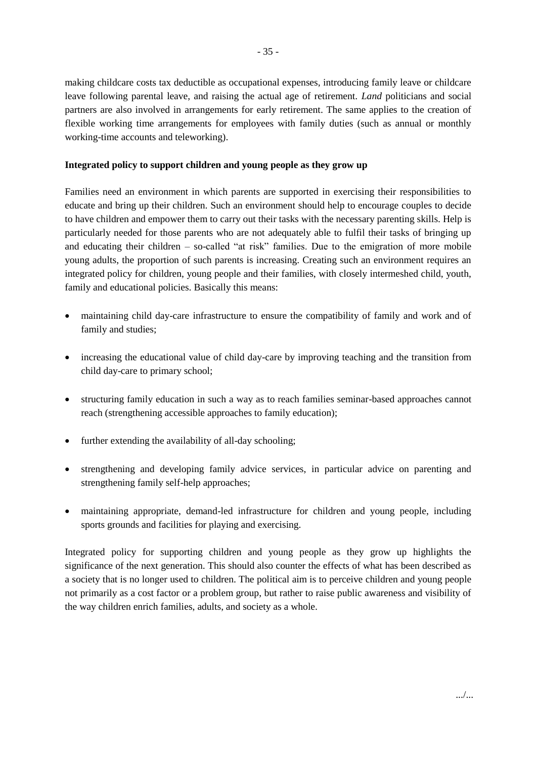making childcare costs tax deductible as occupational expenses, introducing family leave or childcare leave following parental leave, and raising the actual age of retirement. *Land* politicians and social partners are also involved in arrangements for early retirement. The same applies to the creation of flexible working time arrangements for employees with family duties (such as annual or monthly working-time accounts and teleworking).

**Integrated policy to support children and young people as they grow up**

Families need an environment in which parents are supported in exercising their responsibilities to educate and bring up their children. Such an environment should help to encourage couples to decide to have children and empower them to carry out their tasks with the necessary parenting skills. Help is particularly needed for those parents who are not adequately able to fulfil their tasks of bringing up and educating their children – so-called "at risk" families. Due to the emigration of more mobile young adults, the proportion of such parents is increasing. Creating such an environment requires an integrated policy for children, young people and their families, with closely intermeshed child, youth, family and educational policies. Basically this means:

- maintaining child day-care infrastructure to ensure the compatibility of family and work and of family and studies;
- increasing the educational value of child day-care by improving teaching and the transition from child day-care to primary school;
- structuring family education in such a way as to reach families seminar-based approaches cannot reach (strengthening accessible approaches to family education);
- further extending the availability of all-day schooling;
- strengthening and developing family advice services, in particular advice on parenting and strengthening family self-help approaches;
- maintaining appropriate, demand-led infrastructure for children and young people, including sports grounds and facilities for playing and exercising.

Integrated policy for supporting children and young people as they grow up highlights the significance of the next generation. This should also counter the effects of what has been described as a society that is no longer used to children. The political aim is to perceive children and young people not primarily as a cost factor or a problem group, but rather to raise public awareness and visibility of the way children enrich families, adults, and society as a whole.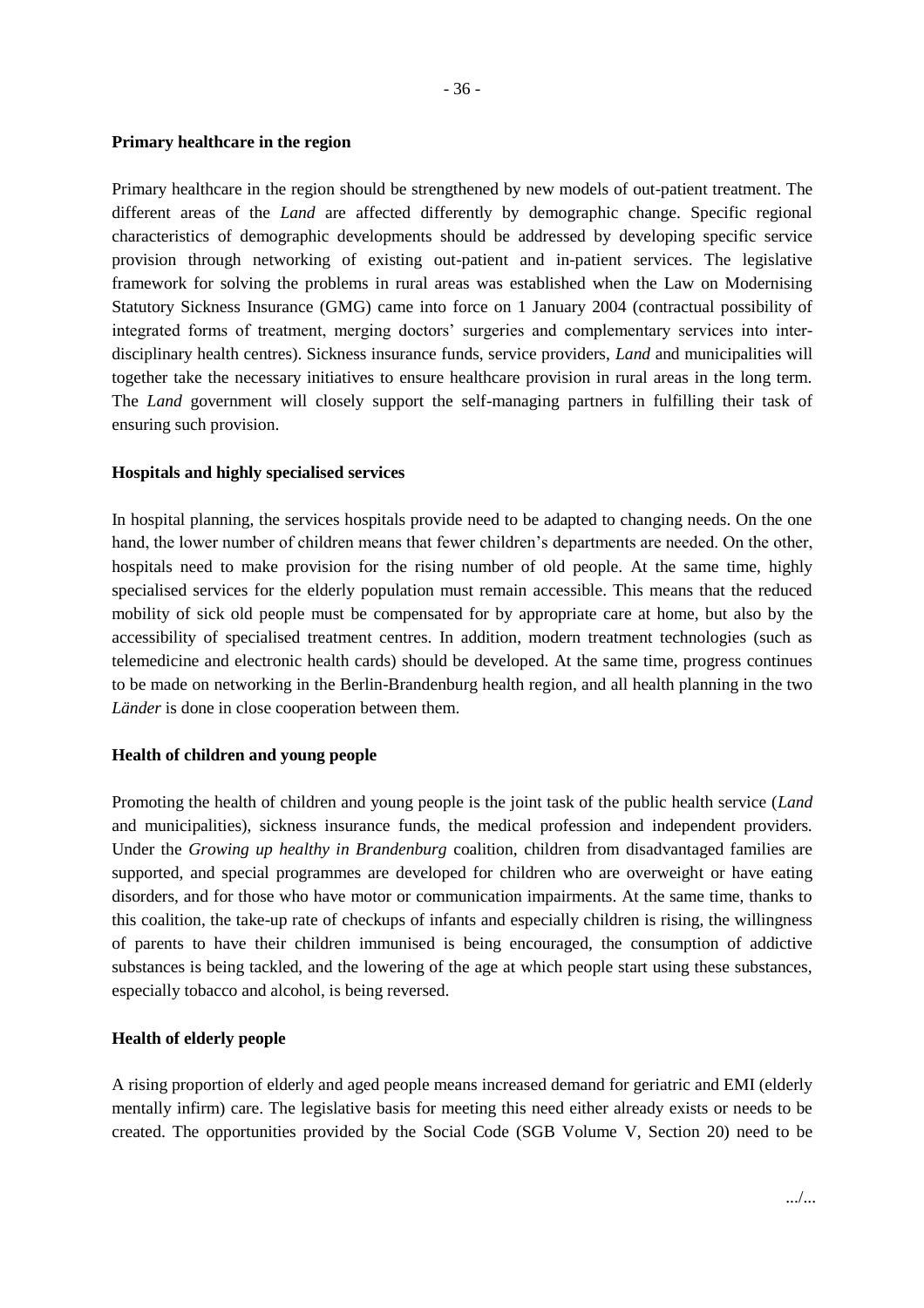**Primary healthcare in the region**

Primary healthcare in the region should be strengthened by new models of out-patient treatment. The different areas of the *Land* are affected differently by demographic change. Specific regional characteristics of demographic developments should be addressed by developing specific service provision through networking of existing out-patient and in-patient services. The legislative framework for solving the problems in rural areas was established when the Law on Modernising Statutory Sickness Insurance (GMG) came into force on 1 January 2004 (contractual possibility of integrated forms of treatment, merging doctors' surgeries and complementary services into inter-disciplinary health centres). Sickness insurance funds, service providers, *Land* and municipalities will together take the necessary initiatives to ensure healthcare provision in rural areas in the long term. The *Land* government will closely support the self-managing partners in fulfilling their task of ensuring such provision.

**Hospitals and highly specialised services**

In hospital planning, the services hospitals provide need to be adapted to changing needs. On the one hand, the lower number of children means that fewer children's departments are needed. On the other, hospitals need to make provision for the rising number of old people. At the same time, highly specialised services for the elderly population must remain accessible. This means that the reduced mobility of sick old people must be compensated for by appropriate care at home, but also by the accessibility of specialised treatment centres. In addition, modern treatment technologies (such as telemedicine and electronic health cards) should be developed. At the same time, progress continues to be made on networking in the Berlin-Brandenburg health region, and all health planning in the two *Länder* is done in close cooperation between them.

**Health of children and young people**

Promoting the health of children and young people is the joint task of the public health service (*Land* and municipalities), sickness insurance funds, the medical profession and independent providers. Under the *Growing up healthy in Brandenburg* coalition, children from disadvantaged families are supported, and special programmes are developed for children who are overweight or have eating disorders, and for those who have motor or communication impairments. At the same time, thanks to this coalition, the take-up rate of checkups of infants and especially children is rising, the willingness of parents to have their children immunised is being encouraged, the consumption of addictive substances is being tackled, and the lowering of the age at which people start using these substances, especially tobacco and alcohol, is being reversed.

**Health of elderly people**

A rising proportion of elderly and aged people means increased demand for geriatric and EMI (elderly mentally infirm) care. The legislative basis for meeting this need either already exists or needs to be created. The opportunities provided by the Social Code (SGB Volume V, Section 20) need to be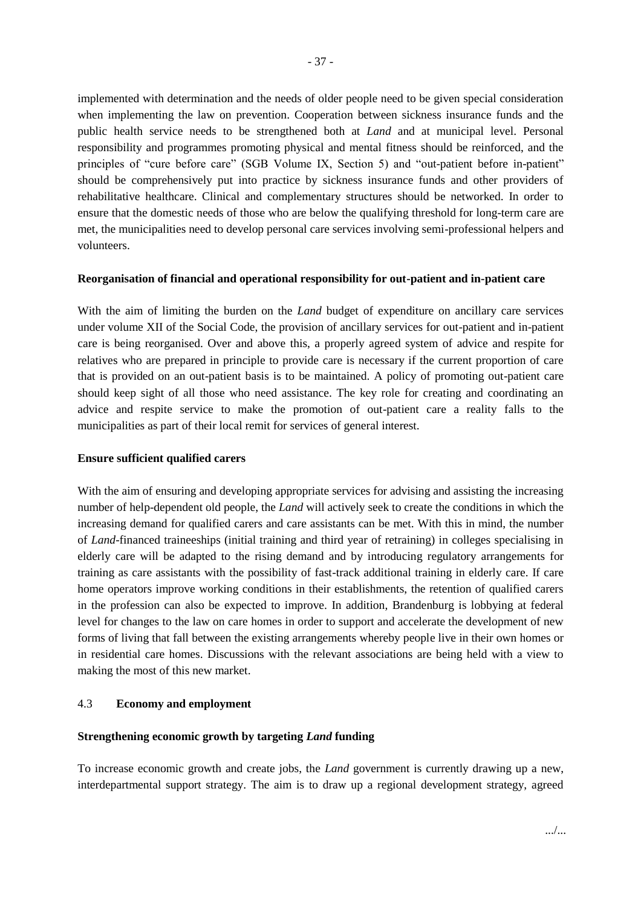implemented with determination and the needs of older people need to be given special consideration when implementing the law on prevention. Cooperation between sickness insurance funds and the public health service needs to be strengthened both at *Land* and at municipal level. Personal responsibility and programmes promoting physical and mental fitness should be reinforced, and the principles of "cure before care" (SGB Volume IX, Section 5) and "out-patient before in-patient" should be comprehensively put into practice by sickness insurance funds and other providers of rehabilitative healthcare. Clinical and complementary structures should be networked. In order to ensure that the domestic needs of those who are below the qualifying threshold for long-term care are met, the municipalities need to develop personal care services involving semi-professional helpers and volunteers.

**Reorganisation of financial and operational responsibility for out-patient and in-patient care**

With the aim of limiting the burden on the *Land* budget of expenditure on ancillary care services under volume XII of the Social Code, the provision of ancillary services for out-patient and in-patient care is being reorganised. Over and above this, a properly agreed system of advice and respite for relatives who are prepared in principle to provide care is necessary if the current proportion of care that is provided on an out-patient basis is to be maintained. A policy of promoting out-patient care should keep sight of all those who need assistance. The key role for creating and coordinating an advice and respite service to make the promotion of out-patient care a reality falls to the municipalities as part of their local remit for services of general interest.

**Ensure sufficient qualified carers**

With the aim of ensuring and developing appropriate services for advising and assisting the increasing number of help-dependent old people, the *Land* will actively seek to create the conditions in which the increasing demand for qualified carers and care assistants can be met. With this in mind, the number of *Land*-financed traineeships (initial training and third year of retraining) in colleges specialising in elderly care will be adapted to the rising demand and by introducing regulatory arrangements for training as care assistants with the possibility of fast-track additional training in elderly care. If care home operators improve working conditions in their establishments, the retention of qualified carers in the profession can also be expected to improve. In addition, Brandenburg is lobbying at federal level for changes to the law on care homes in order to support and accelerate the development of new forms of living that fall between the existing arrangements whereby people live in their own homes or in residential care homes. Discussions with the relevant associations are being held with a view to making the most of this new market.

### 4.3 Economy and employment

**Strengthening economic growth by targeting *Land* funding**

To increase economic growth and create jobs, the *Land* government is currently drawing up a new, interdepartmental support strategy. The aim is to draw up a regional development strategy, agreed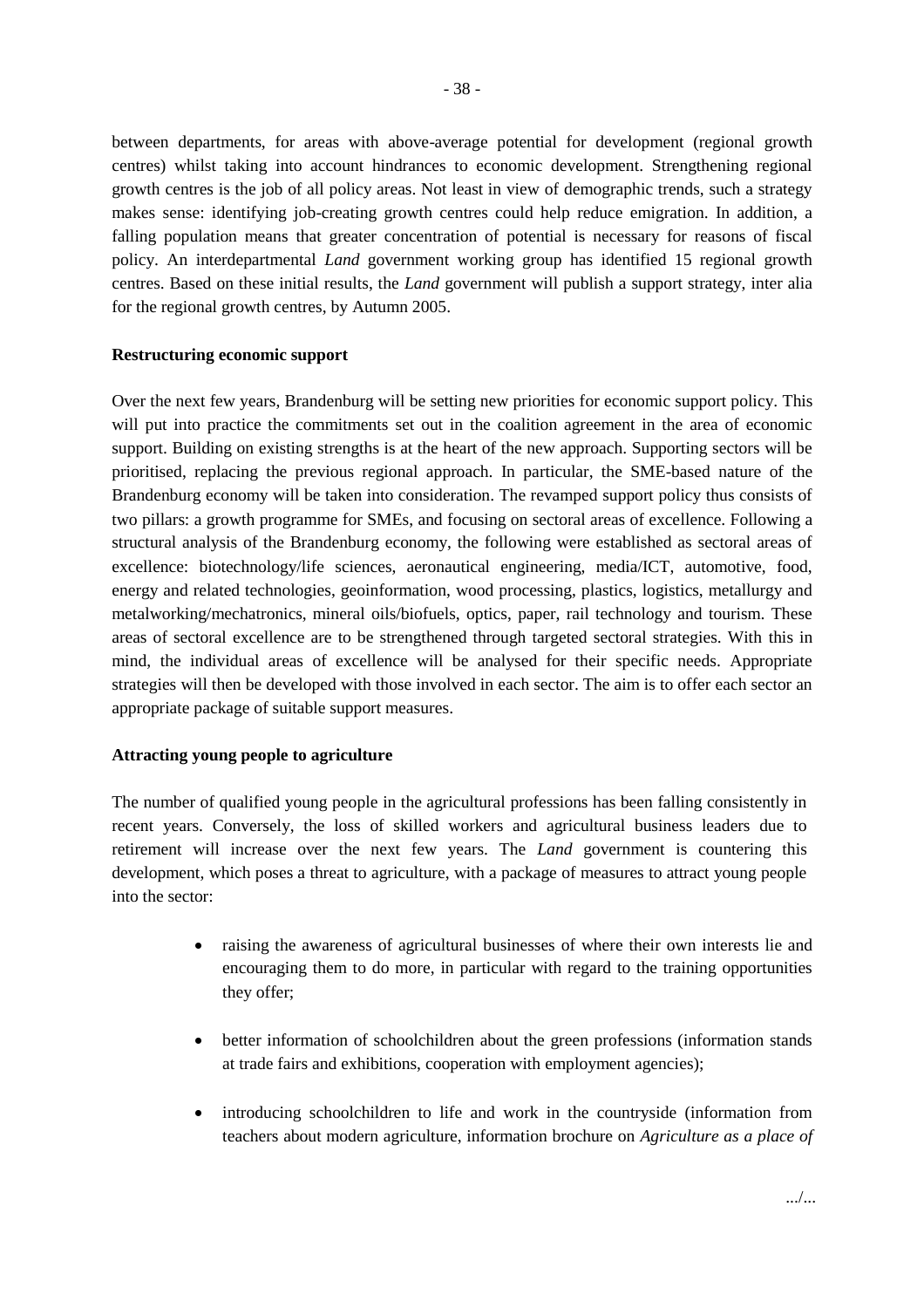between departments, for areas with above-average potential for development (regional growth centres) whilst taking into account hindrances to economic development. Strengthening regional growth centres is the job of all policy areas. Not least in view of demographic trends, such a strategy makes sense: identifying job-creating growth centres could help reduce emigration. In addition, a falling population means that greater concentration of potential is necessary for reasons of fiscal policy. An interdepartmental *Land* government working group has identified 15 regional growth centres. Based on these initial results, the *Land* government will publish a support strategy, inter alia for the regional growth centres, by Autumn 2005.

**Restructuring economic support**

Over the next few years, Brandenburg will be setting new priorities for economic support policy. This will put into practice the commitments set out in the coalition agreement in the area of economic support. Building on existing strengths is at the heart of the new approach. Supporting sectors will be prioritised, replacing the previous regional approach. In particular, the SME-based nature of the Brandenburg economy will be taken into consideration. The revamped support policy thus consists of two pillars: a growth programme for SMEs, and focusing on sectoral areas of excellence. Following a structural analysis of the Brandenburg economy, the following were established as sectoral areas of excellence: biotechnology/life sciences, aeronautical engineering, media/ICT, automotive, food, energy and related technologies, geoinformation, wood processing, plastics, logistics, metallurgy and metalworking/mechatronics, mineral oils/biofuels, optics, paper, rail technology and tourism. These areas of sectoral excellence are to be strengthened through targeted sectoral strategies. With this in mind, the individual areas of excellence will be analysed for their specific needs. Appropriate strategies will then be developed with those involved in each sector. The aim is to offer each sector an appropriate package of suitable support measures.

**Attracting young people to agriculture**

The number of qualified young people in the agricultural professions has been falling consistently in recent years. Conversely, the loss of skilled workers and agricultural business leaders due to retirement will increase over the next few years. The *Land* government is countering this development, which poses a threat to agriculture, with a package of measures to attract young people into the sector:

- raising the awareness of agricultural businesses of where their own interests lie and encouraging them to do more, in particular with regard to the training opportunities they offer;
- better information of schoolchildren about the green professions (information stands at trade fairs and exhibitions, cooperation with employment agencies);
- introducing schoolchildren to life and work in the countryside (information from teachers about modern agriculture, information brochure on *Agriculture as a place of*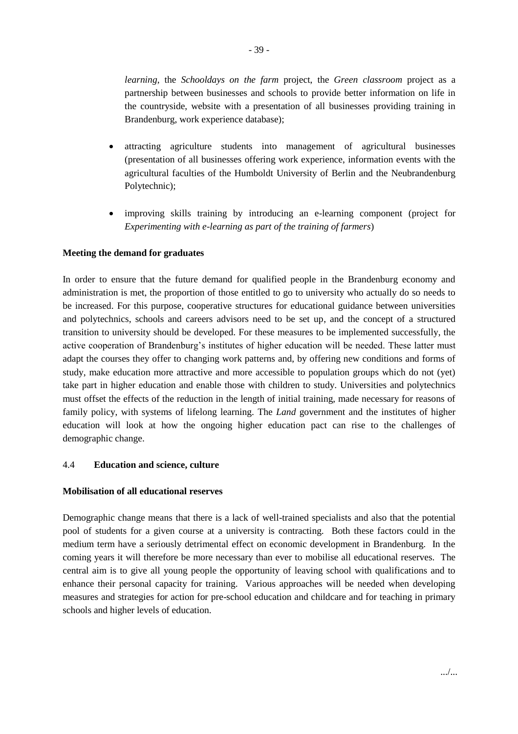*learning*, the *Schooldays on the farm* project, the *Green classroom* project as a partnership between businesses and schools to provide better information on life in the countryside, website with a presentation of all businesses providing training in Brandenburg, work experience database);

- attracting agriculture students into management of agricultural businesses (presentation of all businesses offering work experience, information events with the agricultural faculties of the Humboldt University of Berlin and the Neubrandenburg Polytechnic);
- improving skills training by introducing an e-learning component (project for *Experimenting with e-learning as part of the training of farmers*)

**Meeting the demand for graduates**

In order to ensure that the future demand for qualified people in the Brandenburg economy and administration is met, the proportion of those entitled to go to university who actually do so needs to be increased. For this purpose, cooperative structures for educational guidance between universities and polytechnics, schools and careers advisors need to be set up, and the concept of a structured transition to university should be developed. For these measures to be implemented successfully, the active cooperation of Brandenburg's institutes of higher education will be needed. These latter must adapt the courses they offer to changing work patterns and, by offering new conditions and forms of study, make education more attractive and more accessible to population groups which do not (yet) take part in higher education and enable those with children to study. Universities and polytechnics must offset the effects of the reduction in the length of initial training, made necessary for reasons of family policy, with systems of lifelong learning. The *Land* government and the institutes of higher education will look at how the ongoing higher education pact can rise to the challenges of demographic change.

## 4.4 **Education and science, culture**

**Mobilisation of all educational reserves**

Demographic change means that there is a lack of well-trained specialists and also that the potential pool of students for a given course at a university is contracting. Both these factors could in the medium term have a seriously detrimental effect on economic development in Brandenburg. In the coming years it will therefore be more necessary than ever to mobilise all educational reserves. The central aim is to give all young people the opportunity of leaving school with qualifications and to enhance their personal capacity for training. Various approaches will be needed when developing measures and strategies for action for pre-school education and childcare and for teaching in primary schools and higher levels of education.

.../...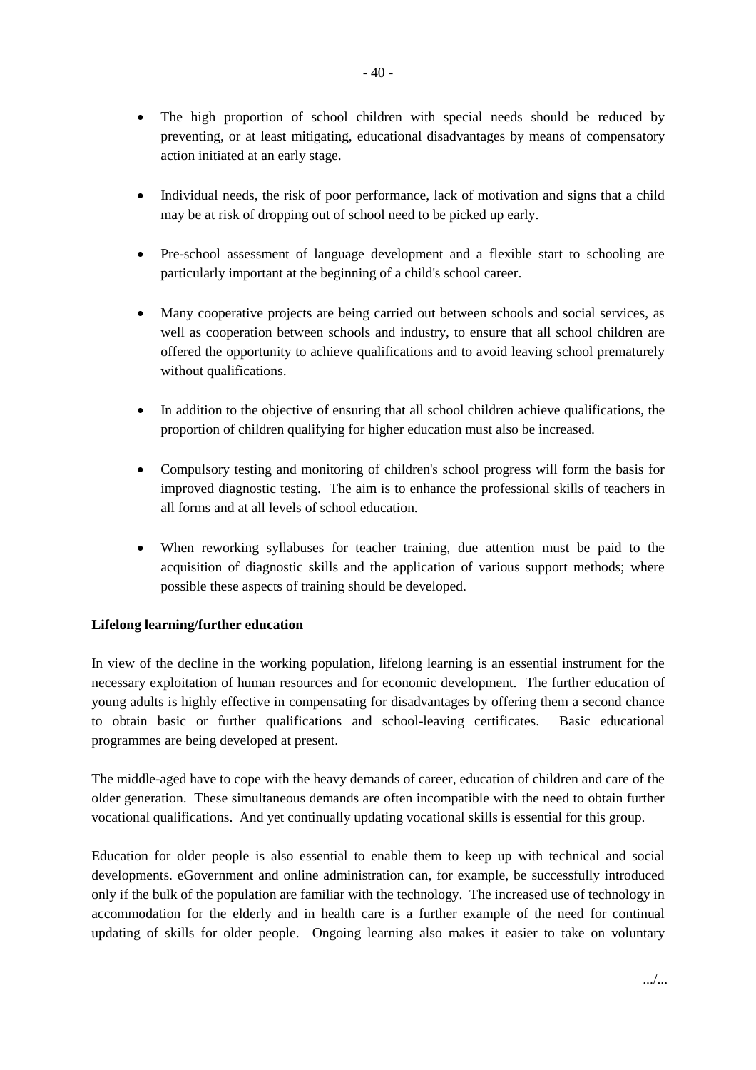- The high proportion of school children with special needs should be reduced by preventing, or at least mitigating, educational disadvantages by means of compensatory action initiated at an early stage.

- Individual needs, the risk of poor performance, lack of motivation and signs that a child may be at risk of dropping out of school need to be picked up early.

- Pre-school assessment of language development and a flexible start to schooling are particularly important at the beginning of a child's school career.

- Many cooperative projects are being carried out between schools and social services, as well as cooperation between schools and industry, to ensure that all school children are offered the opportunity to achieve qualifications and to avoid leaving school prematurely without qualifications.

- In addition to the objective of ensuring that all school children achieve qualifications, the proportion of children qualifying for higher education must also be increased.

- Compulsory testing and monitoring of children's school progress will form the basis for improved diagnostic testing. The aim is to enhance the professional skills of teachers in all forms and at all levels of school education.

- When reworking syllabuses for teacher training, due attention must be paid to the acquisition of diagnostic skills and the application of various support methods; where possible these aspects of training should be developed.

**Lifelong learning/further education**

In view of the decline in the working population, lifelong learning is an essential instrument for the necessary exploitation of human resources and for economic development. The further education of young adults is highly effective in compensating for disadvantages by offering them a second chance to obtain basic or further qualifications and school-leaving certificates. Basic educational programmes are being developed at present.

The middle-aged have to cope with the heavy demands of career, education of children and care of the older generation. These simultaneous demands are often incompatible with the need to obtain further vocational qualifications. And yet continually updating vocational skills is essential for this group.

Education for older people is also essential to enable them to keep up with technical and social developments. eGovernment and online administration can, for example, be successfully introduced only if the bulk of the population are familiar with the technology. The increased use of technology in accommodation for the elderly and in health care is a further example of the need for continual updating of skills for older people. Ongoing learning also makes it easier to take on voluntary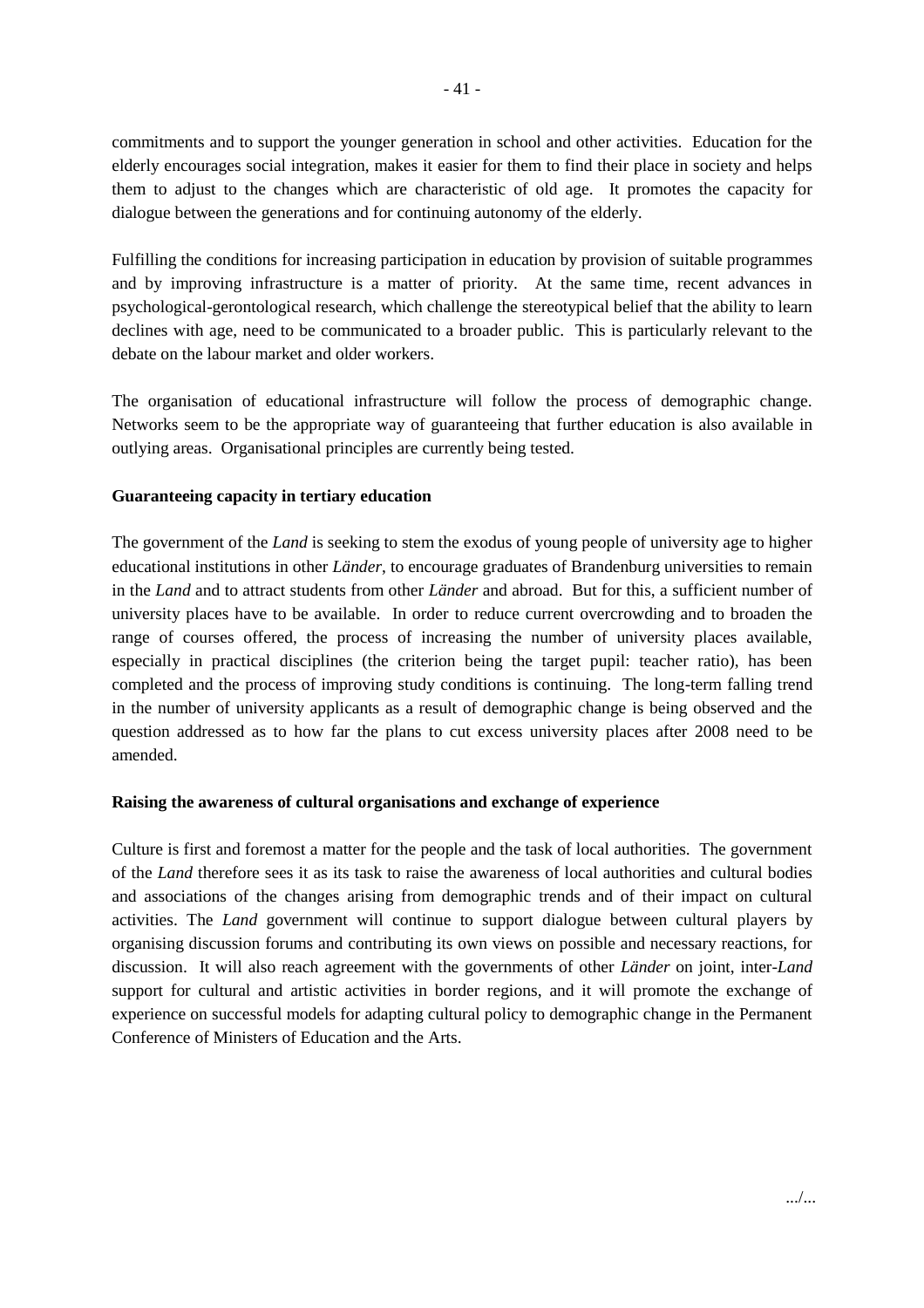commitments and to support the younger generation in school and other activities. Education for the elderly encourages social integration, makes it easier for them to find their place in society and helps them to adjust to the changes which are characteristic of old age. It promotes the capacity for dialogue between the generations and for continuing autonomy of the elderly.

Fulfilling the conditions for increasing participation in education by provision of suitable programmes and by improving infrastructure is a matter of priority. At the same time, recent advances in psychological-gerontological research, which challenge the stereotypical belief that the ability to learn declines with age, need to be communicated to a broader public. This is particularly relevant to the debate on the labour market and older workers.

The organisation of educational infrastructure will follow the process of demographic change. Networks seem to be the appropriate way of guaranteeing that further education is also available in outlying areas. Organisational principles are currently being tested.

**Guaranteeing capacity in tertiary education**

The government of the *Land* is seeking to stem the exodus of young people of university age to higher educational institutions in other *Länder*, to encourage graduates of Brandenburg universities to remain in the *Land* and to attract students from other *Länder* and abroad. But for this, a sufficient number of university places have to be available. In order to reduce current overcrowding and to broaden the range of courses offered, the process of increasing the number of university places available, especially in practical disciplines (the criterion being the target pupil: teacher ratio), has been completed and the process of improving study conditions is continuing. The long-term falling trend in the number of university applicants as a result of demographic change is being observed and the question addressed as to how far the plans to cut excess university places after 2008 need to be amended.

**Raising the awareness of cultural organisations and exchange of experience**

Culture is first and foremost a matter for the people and the task of local authorities. The government of the *Land* therefore sees it as its task to raise the awareness of local authorities and cultural bodies and associations of the changes arising from demographic trends and of their impact on cultural activities. The *Land* government will continue to support dialogue between cultural players by organising discussion forums and contributing its own views on possible and necessary reactions, for discussion. It will also reach agreement with the governments of other *Länder* on joint, inter-*Land* support for cultural and artistic activities in border regions, and it will promote the exchange of experience on successful models for adapting cultural policy to demographic change in the Permanent Conference of Ministers of Education and the Arts.

.../...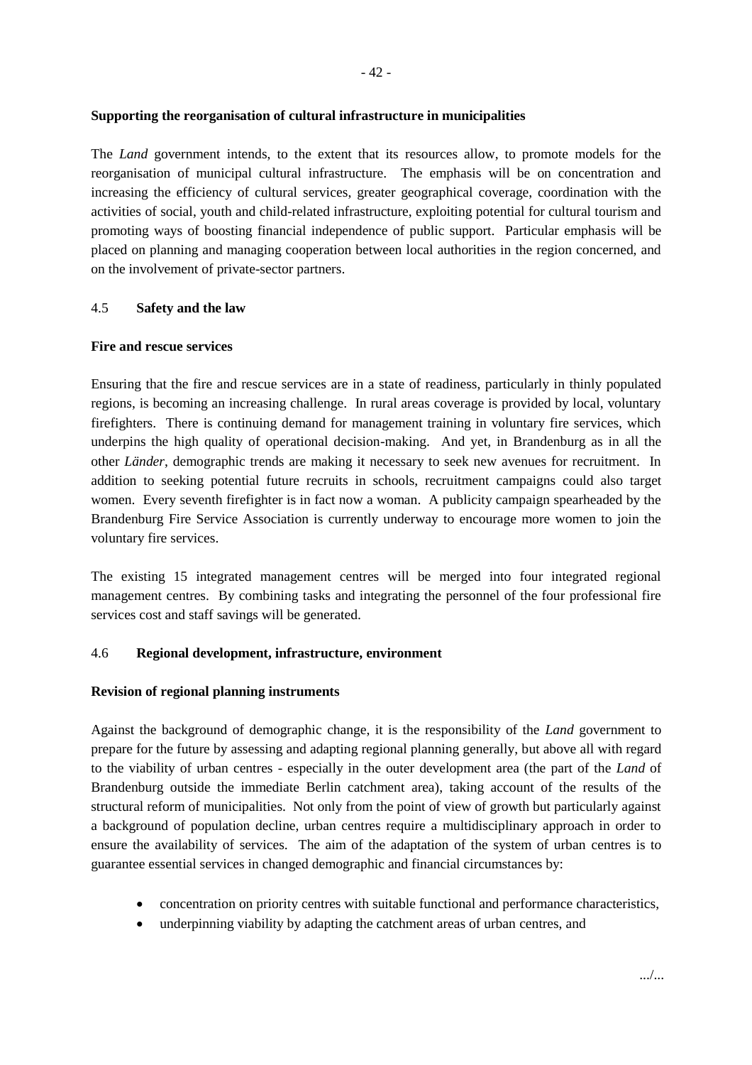**Supporting the reorganisation of cultural infrastructure in municipalities**

The *Land* government intends, to the extent that its resources allow, to promote models for the reorganisation of municipal cultural infrastructure. The emphasis will be on concentration and increasing the efficiency of cultural services, greater geographical coverage, coordination with the activities of social, youth and child-related infrastructure, exploiting potential for cultural tourism and promoting ways of boosting financial independence of public support. Particular emphasis will be placed on planning and managing cooperation between local authorities in the region concerned, and on the involvement of private-sector partners.

### 4.5 Safety and the law

**Fire and rescue services**

Ensuring that the fire and rescue services are in a state of readiness, particularly in thinly populated regions, is becoming an increasing challenge. In rural areas coverage is provided by local, voluntary firefighters. There is continuing demand for management training in voluntary fire services, which underpins the high quality of operational decision-making. And yet, in Brandenburg as in all the other *Länder*, demographic trends are making it necessary to seek new avenues for recruitment. In addition to seeking potential future recruits in schools, recruitment campaigns could also target women. Every seventh firefighter is in fact now a woman. A publicity campaign spearheaded by the Brandenburg Fire Service Association is currently underway to encourage more women to join the voluntary fire services.

The existing 15 integrated management centres will be merged into four integrated regional management centres. By combining tasks and integrating the personnel of the four professional fire services cost and staff savings will be generated.

### 4.6 Regional development, infrastructure, environment

**Revision of regional planning instruments**

Against the background of demographic change, it is the responsibility of the *Land* government to prepare for the future by assessing and adapting regional planning generally, but above all with regard to the viability of urban centres - especially in the outer development area (the part of the *Land* of Brandenburg outside the immediate Berlin catchment area), taking account of the results of the structural reform of municipalities. Not only from the point of view of growth but particularly against a background of population decline, urban centres require a multidisciplinary approach in order to ensure the availability of services. The aim of the adaptation of the system of urban centres is to guarantee essential services in changed demographic and financial circumstances by:

- concentration on priority centres with suitable functional and performance characteristics,
- underpinning viability by adapting the catchment areas of urban centres, and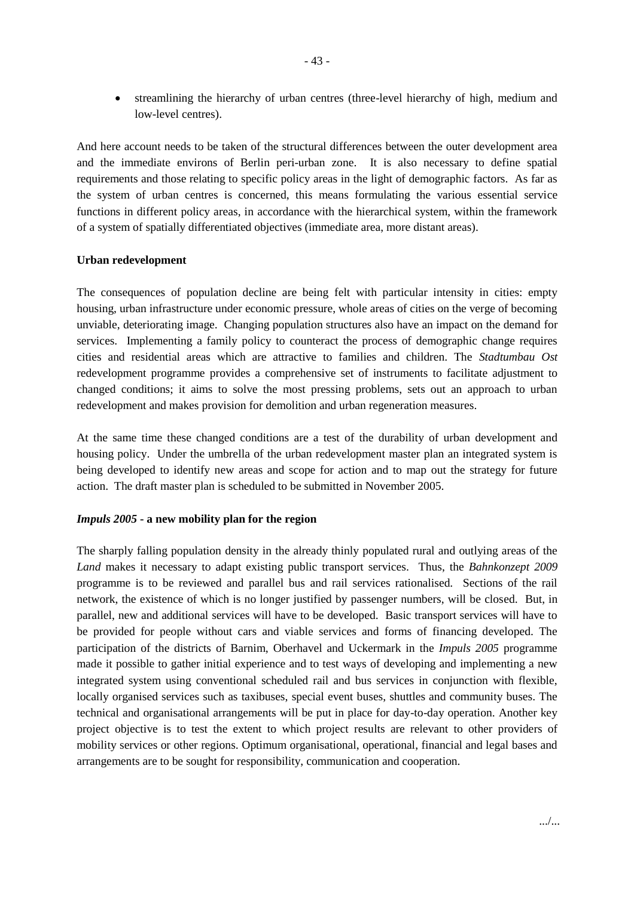- streamlining the hierarchy of urban centres (three-level hierarchy of high, medium and low-level centres).

And here account needs to be taken of the structural differences between the outer development area and the immediate environs of Berlin peri-urban zone. It is also necessary to define spatial requirements and those relating to specific policy areas in the light of demographic factors. As far as the system of urban centres is concerned, this means formulating the various essential service functions in different policy areas, in accordance with the hierarchical system, within the framework of a system of spatially differentiated objectives (immediate area, more distant areas).

**Urban redevelopment**

The consequences of population decline are being felt with particular intensity in cities: empty housing, urban infrastructure under economic pressure, whole areas of cities on the verge of becoming unviable, deteriorating image. Changing population structures also have an impact on the demand for services. Implementing a family policy to counteract the process of demographic change requires cities and residential areas which are attractive to families and children. The *Stadtumbau Ost* redevelopment programme provides a comprehensive set of instruments to facilitate adjustment to changed conditions; it aims to solve the most pressing problems, sets out an approach to urban redevelopment and makes provision for demolition and urban regeneration measures.

At the same time these changed conditions are a test of the durability of urban development and housing policy. Under the umbrella of the urban redevelopment master plan an integrated system is being developed to identify new areas and scope for action and to map out the strategy for future action. The draft master plan is scheduled to be submitted in November 2005.

***Impuls 2005* - a new mobility plan for the region**

The sharply falling population density in the already thinly populated rural and outlying areas of the *Land* makes it necessary to adapt existing public transport services. Thus, the *Bahnkonzept 2009* programme is to be reviewed and parallel bus and rail services rationalised. Sections of the rail network, the existence of which is no longer justified by passenger numbers, will be closed. But, in parallel, new and additional services will have to be developed. Basic transport services will have to be provided for people without cars and viable services and forms of financing developed. The participation of the districts of Barnim, Oberhavel and Uckermark in the *Impuls 2005* programme made it possible to gather initial experience and to test ways of developing and implementing a new integrated system using conventional scheduled rail and bus services in conjunction with flexible, locally organised services such as taxibuses, special event buses, shuttles and community buses. The technical and organisational arrangements will be put in place for day-to-day operation. Another key project objective is to test the extent to which project results are relevant to other providers of mobility services or other regions. Optimum organisational, operational, financial and legal bases and arrangements are to be sought for responsibility, communication and cooperation.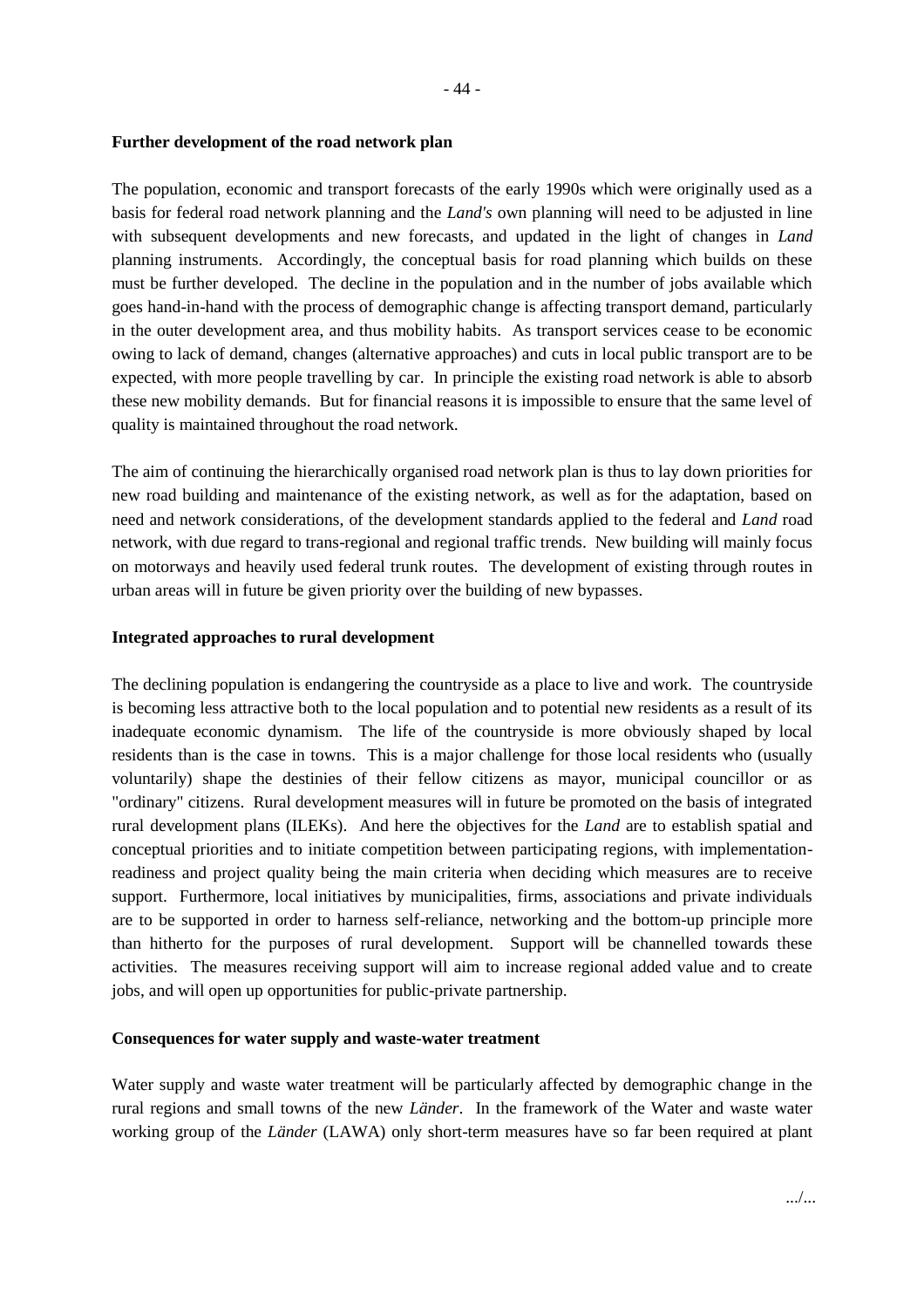**Further development of the road network plan**

The population, economic and transport forecasts of the early 1990s which were originally used as a basis for federal road network planning and the *Land's* own planning will need to be adjusted in line with subsequent developments and new forecasts, and updated in the light of changes in *Land* planning instruments. Accordingly, the conceptual basis for road planning which builds on these must be further developed. The decline in the population and in the number of jobs available which goes hand-in-hand with the process of demographic change is affecting transport demand, particularly in the outer development area, and thus mobility habits. As transport services cease to be economic owing to lack of demand, changes (alternative approaches) and cuts in local public transport are to be expected, with more people travelling by car. In principle the existing road network is able to absorb these new mobility demands. But for financial reasons it is impossible to ensure that the same level of quality is maintained throughout the road network.

The aim of continuing the hierarchically organised road network plan is thus to lay down priorities for new road building and maintenance of the existing network, as well as for the adaptation, based on need and network considerations, of the development standards applied to the federal and *Land* road network, with due regard to trans-regional and regional traffic trends. New building will mainly focus on motorways and heavily used federal trunk routes. The development of existing through routes in urban areas will in future be given priority over the building of new bypasses.

**Integrated approaches to rural development**

The declining population is endangering the countryside as a place to live and work. The countryside is becoming less attractive both to the local population and to potential new residents as a result of its inadequate economic dynamism. The life of the countryside is more obviously shaped by local residents than is the case in towns. This is a major challenge for those local residents who (usually voluntarily) shape the destinies of their fellow citizens as mayor, municipal councillor or as "ordinary" citizens. Rural development measures will in future be promoted on the basis of integrated rural development plans (ILEKs). And here the objectives for the *Land* are to establish spatial and conceptual priorities and to initiate competition between participating regions, with implementation-readiness and project quality being the main criteria when deciding which measures are to receive support. Furthermore, local initiatives by municipalities, firms, associations and private individuals are to be supported in order to harness self-reliance, networking and the bottom-up principle more than hitherto for the purposes of rural development. Support will be channelled towards these activities. The measures receiving support will aim to increase regional added value and to create jobs, and will open up opportunities for public-private partnership.

**Consequences for water supply and waste-water treatment**

Water supply and waste water treatment will be particularly affected by demographic change in the rural regions and small towns of the new *Länder*. In the framework of the Water and waste water working group of the *Länder* (LAWA) only short-term measures have so far been required at plant

.../...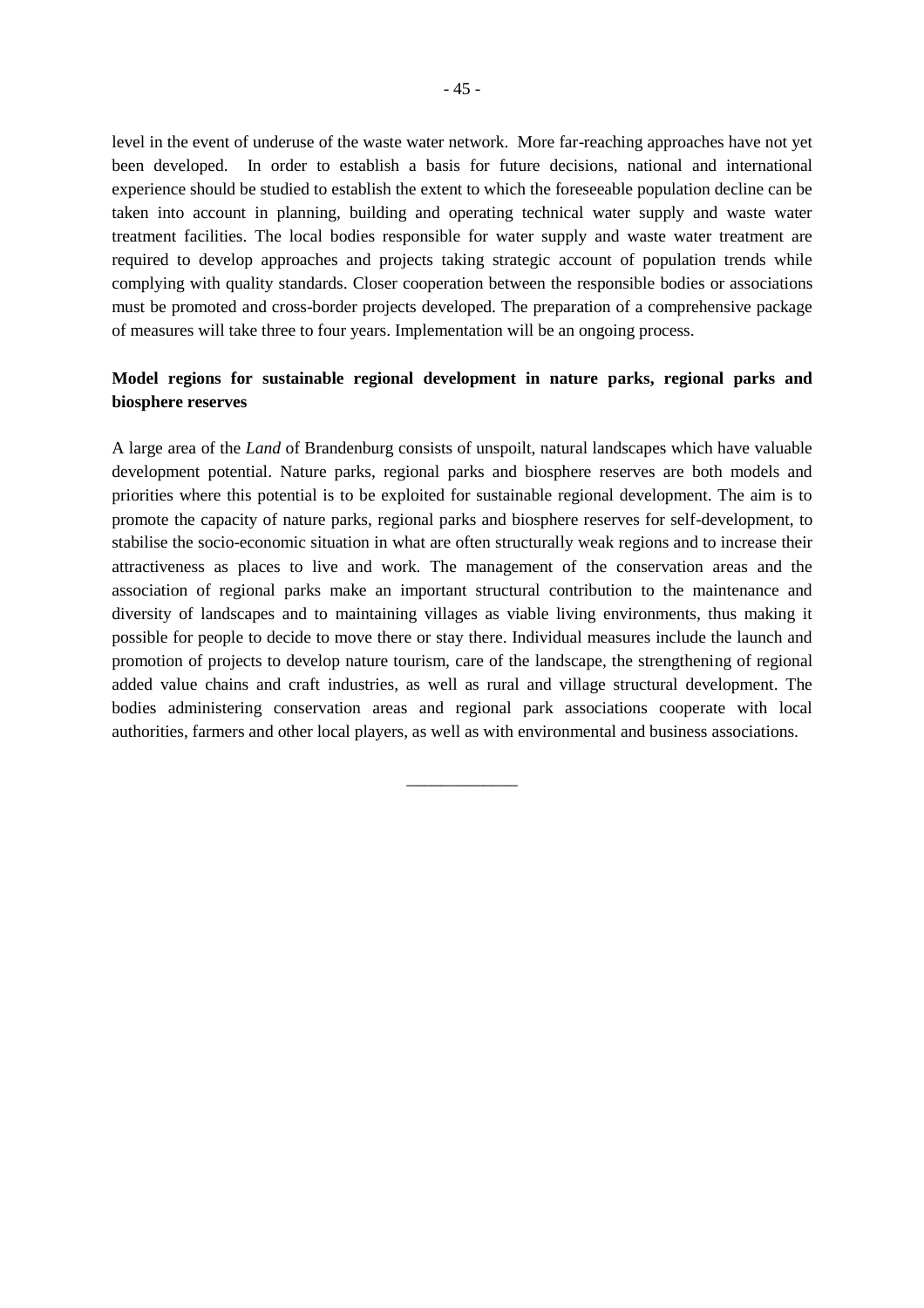level in the event of underuse of the waste water network. More far-reaching approaches have not yet been developed. In order to establish a basis for future decisions, national and international experience should be studied to establish the extent to which the foreseeable population decline can be taken into account in planning, building and operating technical water supply and waste water treatment facilities. The local bodies responsible for water supply and waste water treatment are required to develop approaches and projects taking strategic account of population trends while complying with quality standards. Closer cooperation between the responsible bodies or associations must be promoted and cross-border projects developed. The preparation of a comprehensive package of measures will take three to four years. Implementation will be an ongoing process.

**Model regions for sustainable regional development in nature parks, regional parks and biosphere reserves**

A large area of the *Land* of Brandenburg consists of unspoilt, natural landscapes which have valuable development potential. Nature parks, regional parks and biosphere reserves are both models and priorities where this potential is to be exploited for sustainable regional development. The aim is to promote the capacity of nature parks, regional parks and biosphere reserves for self-development, to stabilise the socio-economic situation in what are often structurally weak regions and to increase their attractiveness as places to live and work. The management of the conservation areas and the association of regional parks make an important structural contribution to the maintenance and diversity of landscapes and to maintaining villages as viable living environments, thus making it possible for people to decide to move there or stay there. Individual measures include the launch and promotion of projects to develop nature tourism, care of the landscape, the strengthening of regional added value chains and craft industries, as well as rural and village structural development. The bodies administering conservation areas and regional park associations cooperate with local authorities, farmers and other local players, as well as with environmental and business associations.

\_\_\_\_\_\_\_\_\_\_\_\_